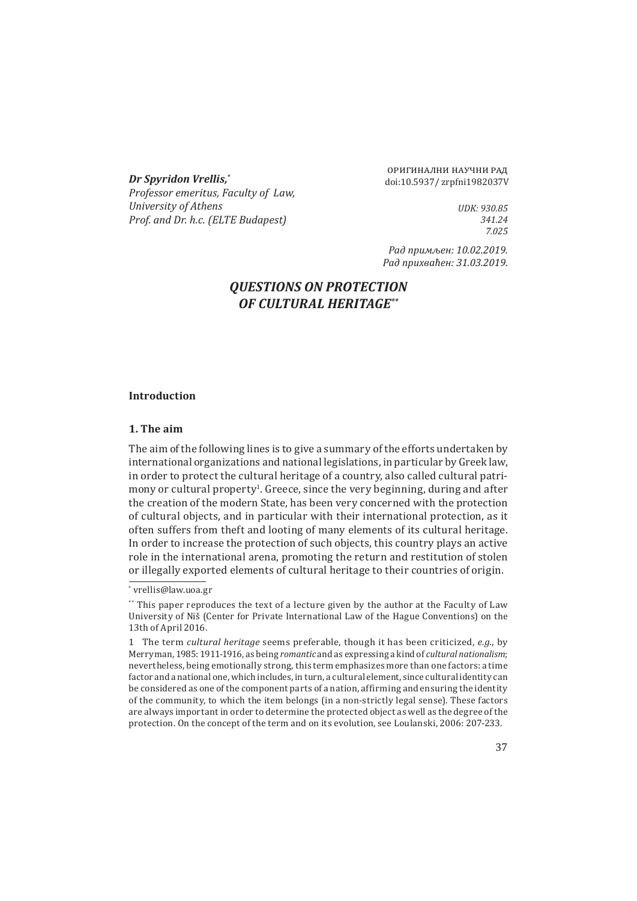**Dr Spyridon Vrellis,**[*]
*Professor emeritus, Faculty of Law, University of Athens*
*Prof. and Dr. h.c. (ELTE Budapest)*

ОРИГИНАЛНИ НАУЧНИ РАД
doi:10.5937/zrpfni1982037V

*UDK: 930.85*
*341.24*
*7.025*

*Рад примљен: 10.02.2019.*
*Рад прихваћен: 31.03.2019.*

# *QUESTIONS ON PROTECTION OF CULTURAL HERITAGE*[**]

## Introduction

### 1. The aim

The aim of the following lines is to give a summary of the efforts undertaken by international organizations and national legislations, in particular by Greek law, in order to protect the cultural heritage of a country, also called cultural patrimony or cultural property[1]. Greece, since the very beginning, during and after the creation of the modern State, has been very concerned with the protection of cultural objects, and in particular with their international protection, as it often suffers from theft and looting of many elements of its cultural heritage. In order to increase the protection of such objects, this country plays an active role in the international arena, promoting the return and restitution of stolen or illegally exported elements of cultural heritage to their countries of origin.

---

[*] vrellis@law.uoa.gr

[**] This paper reproduces the text of a lecture given by the author at the Faculty of Law University of Niš (Center for Private International Law of the Hague Conventions) on the 13th of April 2016.

[1] The term *cultural heritage* seems preferable, though it has been criticized, *e.g.*, by Merryman, 1985: 1911-1916, as being *romantic* and as expressing a kind of *cultural nationalism*; nevertheless, being emotionally strong, this term emphasizes more than one factors: a time factor and a national one, which includes, in turn, a cultural element, since cultural identity can be considered as one of the component parts of a nation, affirming and ensuring the identity of the community, to which the item belongs (in a non-strictly legal sense). These factors are always important in order to determine the protected object as well as the degree of the protection. On the concept of the term and on its evolution, see Loulanski, 2006: 207-233.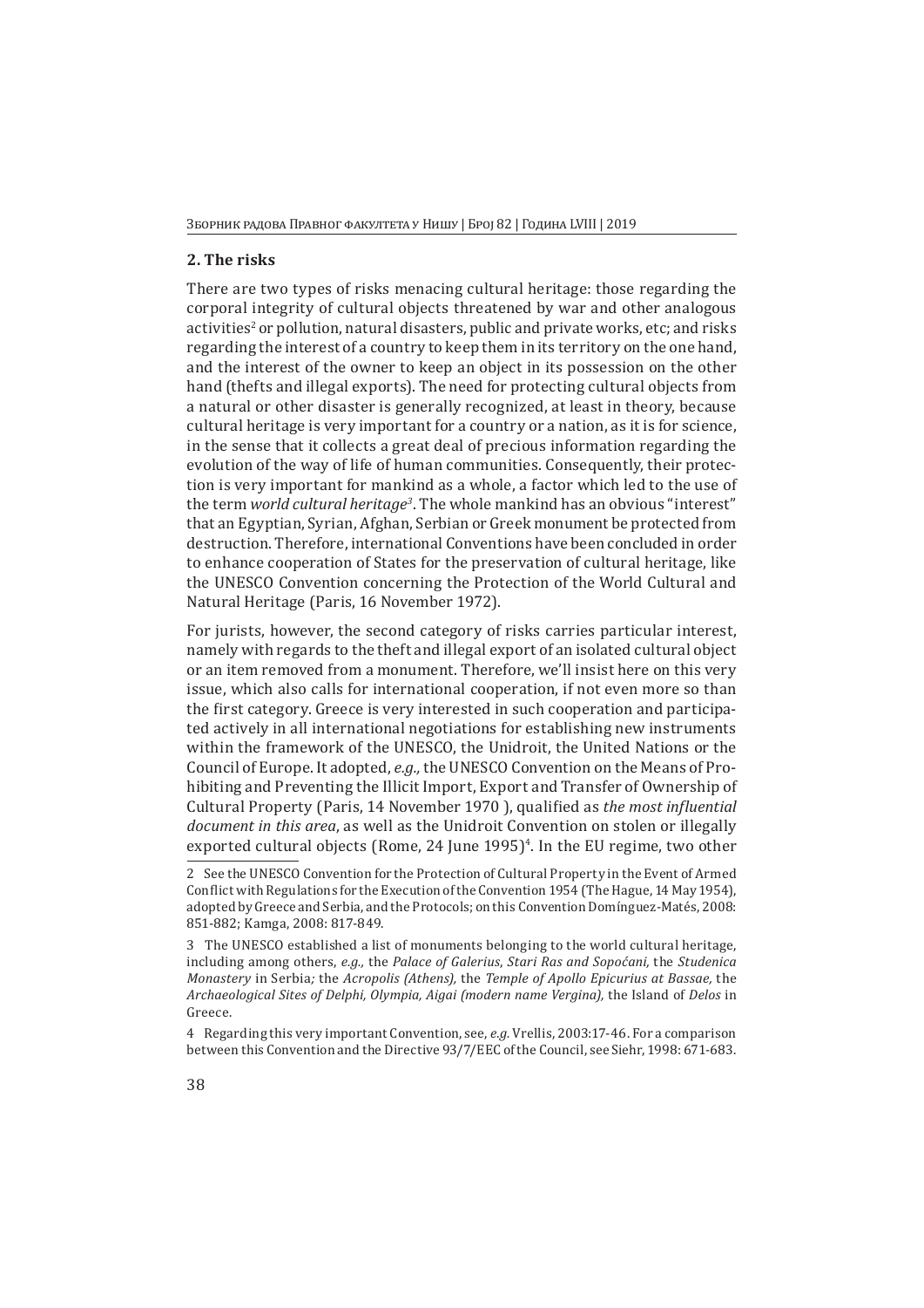## 2. The risks

There are two types of risks menacing cultural heritage: those regarding the corporal integrity of cultural objects threatened by war and other analogous activities[2] or pollution, natural disasters, public and private works, etc; and risks regarding the interest of a country to keep them in its territory on the one hand, and the interest of the owner to keep an object in its possession on the other hand (thefts and illegal exports). The need for protecting cultural objects from a natural or other disaster is generally recognized, at least in theory, because cultural heritage is very important for a country or a nation, as it is for science, in the sense that it collects a great deal of precious information regarding the evolution of the way of life of human communities. Consequently, their protection is very important for mankind as a whole, a factor which led to the use of the term *world cultural heritage*[3]. The whole mankind has an obvious "interest" that an Egyptian, Syrian, Afghan, Serbian or Greek monument be protected from destruction. Therefore, international Conventions have been concluded in order to enhance cooperation of States for the preservation of cultural heritage, like the UNESCO Convention concerning the Protection of the World Cultural and Natural Heritage (Paris, 16 November 1972).

For jurists, however, the second category of risks carries particular interest, namely with regards to the theft and illegal export of an isolated cultural object or an item removed from a monument. Therefore, we'll insist here on this very issue, which also calls for international cooperation, if not even more so than the first category. Greece is very interested in such cooperation and participated actively in all international negotiations for establishing new instruments within the framework of the UNESCO, the Unidroit, the United Nations or the Council of Europe. It adopted, *e.g.,* the UNESCO Convention on the Means of Prohibiting and Preventing the Illicit Import, Export and Transfer of Ownership of Cultural Property (Paris, 14 November 1970 ), qualified as *the most influential document in this area*, as well as the Unidroit Convention on stolen or illegally exported cultural objects (Rome, 24 June 1995)[4]. In the EU regime, two other

---

2 See the UNESCO Convention for the Protection of Cultural Property in the Event of Armed Conflict with Regulations for the Execution of the Convention 1954 (The Hague, 14 May 1954), adopted by Greece and Serbia, and the Protocols; on this Convention Domínguez-Matés, 2008: 851-882; Kamga, 2008: 817-849.

3 The UNESCO established a list of monuments belonging to the world cultural heritage, including among others, *e.g.,* the *Palace of Galerius*, *Stari Ras and Sopoćani,* the *Studenica Monastery* in Serbia*;* the *Acropolis (Athens),* the *Temple of Apollo Epicurius at Bassae,* the *Archaeological Sites of Delphi, Olympia, Aigai (modern name Vergina),* the Island of *Delos* in Greece.

4 Regarding this very important Convention, see, *e.g.* Vrellis, 2003:17-46. For a comparison between this Convention and the Directive 93/7/EEC of the Council, see Siehr, 1998: 671-683.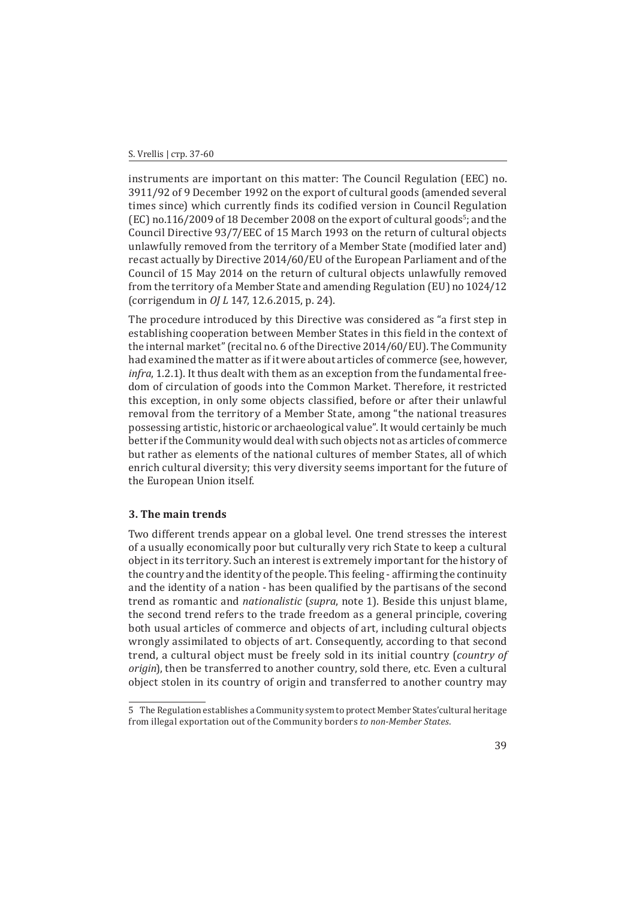instruments are important on this matter: The Council Regulation (EEC) no. 3911/92 of 9 December 1992 on the export of cultural goods (amended several times since) which currently finds its codified version in Council Regulation (EC) no.116/2009 of 18 December 2008 on the export of cultural goods[5]; and the Council Directive 93/7/EEC of 15 March 1993 on the return of cultural objects unlawfully removed from the territory of a Member State (modified later and) recast actually by Directive 2014/60/EU of the European Parliament and of the Council of 15 May 2014 on the return of cultural objects unlawfully removed from the territory of a Member State and amending Regulation (EU) no 1024/12 (corrigendum in *OJ L* 147, 12.6.2015, p. 24).

The procedure introduced by this Directive was considered as "a first step in establishing cooperation between Member States in this field in the context of the internal market" (recital no. 6 of the Directive 2014/60/EU). The Community had examined the matter as if it were about articles of commerce (see, however, *infra*, 1.2.1). It thus dealt with them as an exception from the fundamental freedom of circulation of goods into the Common Market. Therefore, it restricted this exception, in only some objects classified, before or after their unlawful removal from the territory of a Member State, among "the national treasures possessing artistic, historic or archaeological value". It would certainly be much better if the Community would deal with such objects not as articles of commerce but rather as elements of the national cultures of member States, all of which enrich cultural diversity; this very diversity seems important for the future of the European Union itself.

## 3. The main trends

Two different trends appear on a global level. One trend stresses the interest of a usually economically poor but culturally very rich State to keep a cultural object in its territory. Such an interest is extremely important for the history of the country and the identity of the people. This feeling - affirming the continuity and the identity of a nation - has been qualified by the partisans of the second trend as romantic and *nationalistic* (*supra*, note 1). Beside this unjust blame, the second trend refers to the trade freedom as a general principle, covering both usual articles of commerce and objects of art, including cultural objects wrongly assimilated to objects of art. Consequently, according to that second trend, a cultural object must be freely sold in its initial country (*country of origin*), then be transferred to another country, sold there, etc. Even a cultural object stolen in its country of origin and transferred to another country may

---

[5] The Regulation establishes a Community system to protect Member States' cultural heritage from illegal exportation out of the Community borders *to non-Member States*.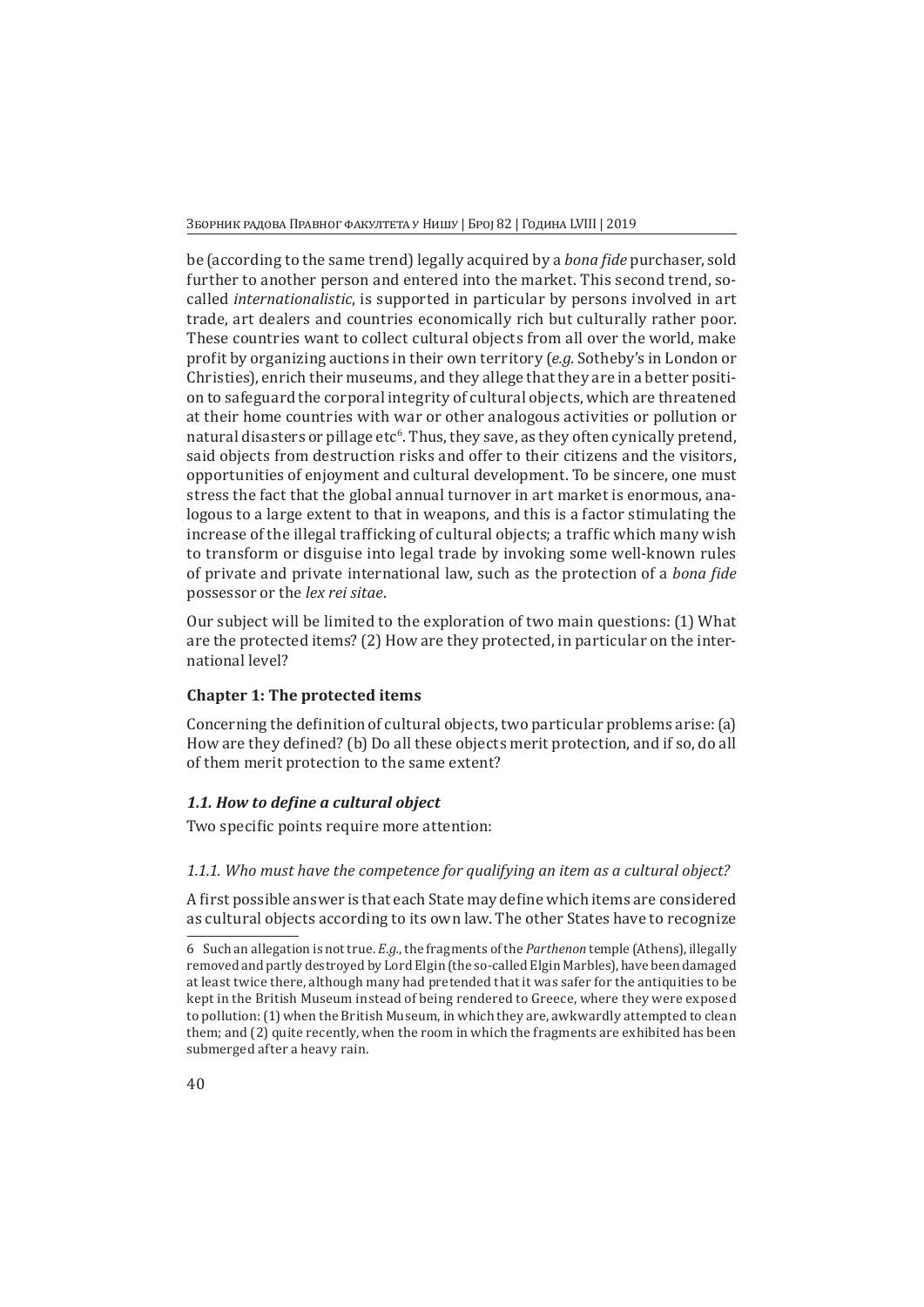be (according to the same trend) legally acquired by a *bona fide* purchaser, sold further to another person and entered into the market. This second trend, so-called *internationalistic*, is supported in particular by persons involved in art trade, art dealers and countries economically rich but culturally rather poor. These countries want to collect cultural objects from all over the world, make profit by organizing auctions in their own territory (*e.g.* Sotheby's in London or Christies), enrich their museums, and they allege that they are in a better position to safeguard the corporal integrity of cultural objects, which are threatened at their home countries with war or other analogous activities or pollution or natural disasters or pillage etc[6]. Thus, they save, as they often cynically pretend, said objects from destruction risks and offer to their citizens and the visitors, opportunities of enjoyment and cultural development. To be sincere, one must stress the fact that the global annual turnover in art market is enormous, analogous to a large extent to that in weapons, and this is a factor stimulating the increase of the illegal trafficking of cultural objects; a traffic which many wish to transform or disguise into legal trade by invoking some well-known rules of private and private international law, such as the protection of a *bona fide* possessor or the *lex rei sitae*.

Our subject will be limited to the exploration of two main questions: (1) What are the protected items? (2) How are they protected, in particular on the international level?

## Chapter 1: The protected items

Concerning the definition of cultural objects, two particular problems arise: (a) How are they defined? (b) Do all these objects merit protection, and if so, do all of them merit protection to the same extent?

### *1.1. How to define a cultural object*

Two specific points require more attention:

#### *1.1.1. Who must have the competence for qualifying an item as a cultural object?*

A first possible answer is that each State may define which items are considered as cultural objects according to its own law. The other States have to recognize

---

6 Such an allegation is not true. *E.g.*, the fragments of the *Parthenon* temple (Athens), illegally removed and partly destroyed by Lord Elgin (the so-called Elgin Marbles), have been damaged at least twice there, although many had pretended that it was safer for the antiquities to be kept in the British Museum instead of being rendered to Greece, where they were exposed to pollution: (1) when the British Museum, in which they are, awkwardly attempted to clean them; and (2) quite recently, when the room in which the fragments are exhibited has been submerged after a heavy rain.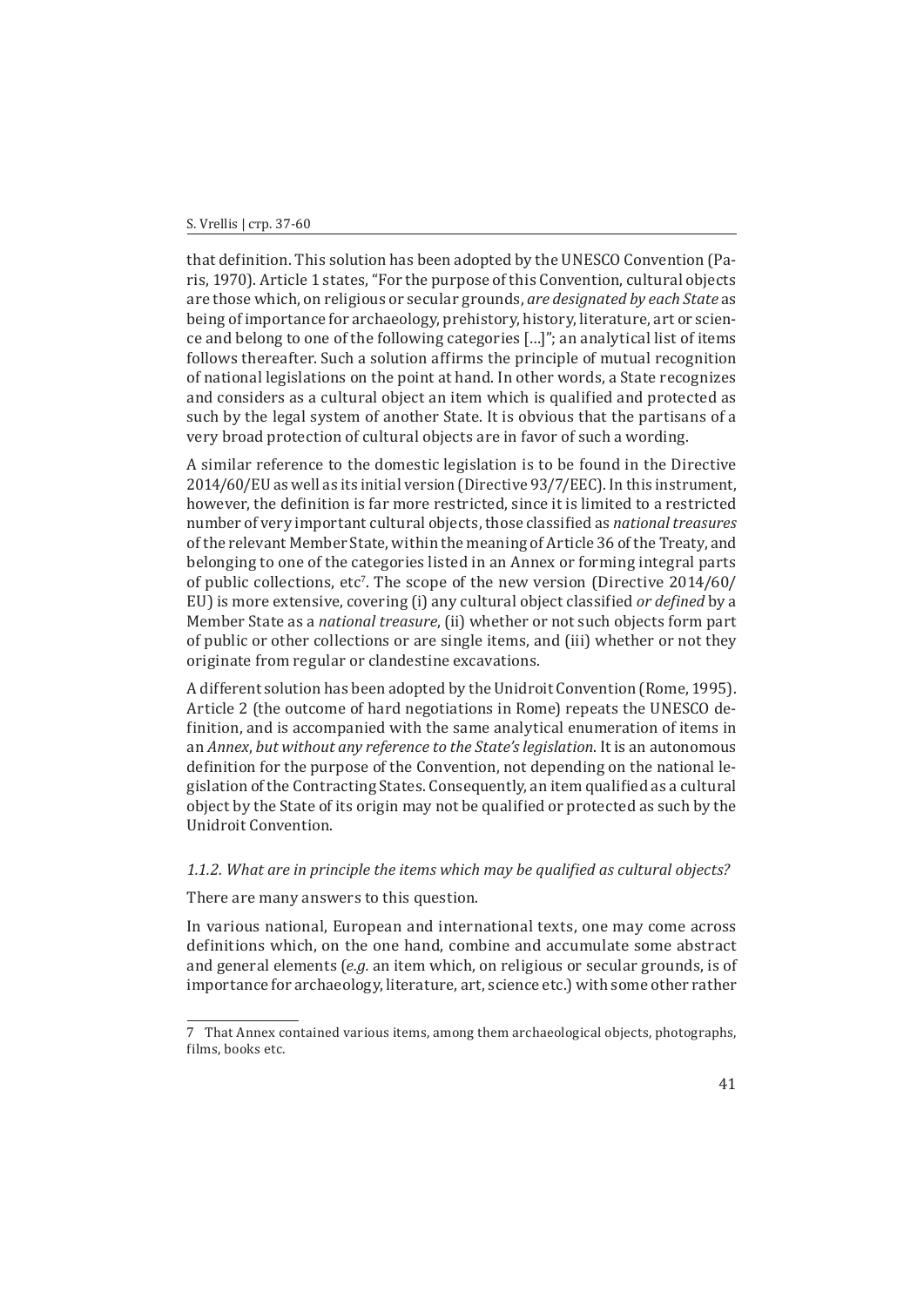that definition. This solution has been adopted by the UNESCO Convention (Paris, 1970). Article 1 states, "For the purpose of this Convention, cultural objects are those which, on religious or secular grounds, *are designated by each State* as being of importance for archaeology, prehistory, history, literature, art or science and belong to one of the following categories […]"; an analytical list of items follows thereafter. Such a solution affirms the principle of mutual recognition of national legislations on the point at hand. In other words, a State recognizes and considers as a cultural object an item which is qualified and protected as such by the legal system of another State. It is obvious that the partisans of a very broad protection of cultural objects are in favor of such a wording.

A similar reference to the domestic legislation is to be found in the Directive 2014/60/EU as well as its initial version (Directive 93/7/EEC). In this instrument, however, the definition is far more restricted, since it is limited to a restricted number of very important cultural objects, those classified as *national treasures* of the relevant Member State, within the meaning of Article 36 of the Treaty, and belonging to one of the categories listed in an Annex or forming integral parts of public collections, etc[7]. The scope of the new version (Directive 2014/60/EU) is more extensive, covering (i) any cultural object classified *or defined* by a Member State as a *national treasure*, (ii) whether or not such objects form part of public or other collections or are single items, and (iii) whether or not they originate from regular or clandestine excavations.

A different solution has been adopted by the Unidroit Convention (Rome, 1995). Article 2 (the outcome of hard negotiations in Rome) repeats the UNESCO definition, and is accompanied with the same analytical enumeration of items in an *Annex*, *but without any reference to the State's legislation*. It is an autonomous definition for the purpose of the Convention, not depending on the national legislation of the Contracting States. Consequently, an item qualified as a cultural object by the State of its origin may not be qualified or protected as such by the Unidroit Convention.

#### *1.1.2. What are in principle the items which may be qualified as cultural objects?*

There are many answers to this question.

In various national, European and international texts, one may come across definitions which, on the one hand, combine and accumulate some abstract and general elements (*e.g.* an item which, on religious or secular grounds, is of importance for archaeology, literature, art, science etc.) with some other rather

---

7 That Annex contained various items, among them archaeological objects, photographs, films, books etc.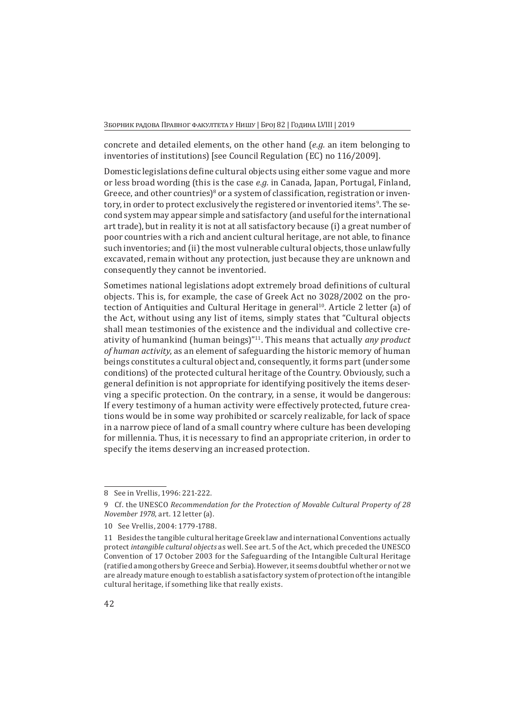concrete and detailed elements, on the other hand (*e.g.* an item belonging to inventories of institutions) [see Council Regulation (EC) no 116/2009].

Domestic legislations define cultural objects using either some vague and more or less broad wording (this is the case *e.g.* in Canada, Japan, Portugal, Finland, Greece, and other countries)[8] or a system of classification, registration or inventory, in order to protect exclusively the registered or inventoried items[9]. The second system may appear simple and satisfactory (and useful for the international art trade), but in reality it is not at all satisfactory because (i) a great number of poor countries with a rich and ancient cultural heritage, are not able, to finance such inventories; and (ii) the most vulnerable cultural objects, those unlawfully excavated, remain without any protection, just because they are unknown and consequently they cannot be inventoried.

Sometimes national legislations adopt extremely broad definitions of cultural objects. This is, for example, the case of Greek Act no 3028/2002 on the protection of Antiquities and Cultural Heritage in general[10]. Article 2 letter (a) of the Act, without using any list of items, simply states that "Cultural objects shall mean testimonies of the existence and the individual and collective creativity of humankind (human beings)"[11]. This means that actually *any product of human activity*, as an element of safeguarding the historic memory of human beings constitutes a cultural object and, consequently, it forms part (under some conditions) of the protected cultural heritage of the Country. Obviously, such a general definition is not appropriate for identifying positively the items deserving a specific protection. On the contrary, in a sense, it would be dangerous: If every testimony of a human activity were effectively protected, future creations would be in some way prohibited or scarcely realizable, for lack of space in a narrow piece of land of a small country where culture has been developing for millennia. Thus, it is necessary to find an appropriate criterion, in order to specify the items deserving an increased protection.

---

8 See in Vrellis, 1996: 221-222.

9 Cf. the UNESCO *Recommendation for the Protection of Movable Cultural Property of 28 November 1978*, art. 12 letter (a).

10 See Vrellis, 2004: 1779-1788.

11 Besides the tangible cultural heritage Greek law and international Conventions actually protect *intangible cultural objects* as well. See art. 5 of the Act, which preceded the UNESCO Convention of 17 October 2003 for the Safeguarding of the Intangible Cultural Heritage (ratified among others by Greece and Serbia). However, it seems doubtful whether or not we are already mature enough to establish a satisfactory system of protection of the intangible cultural heritage, if something like that really exists.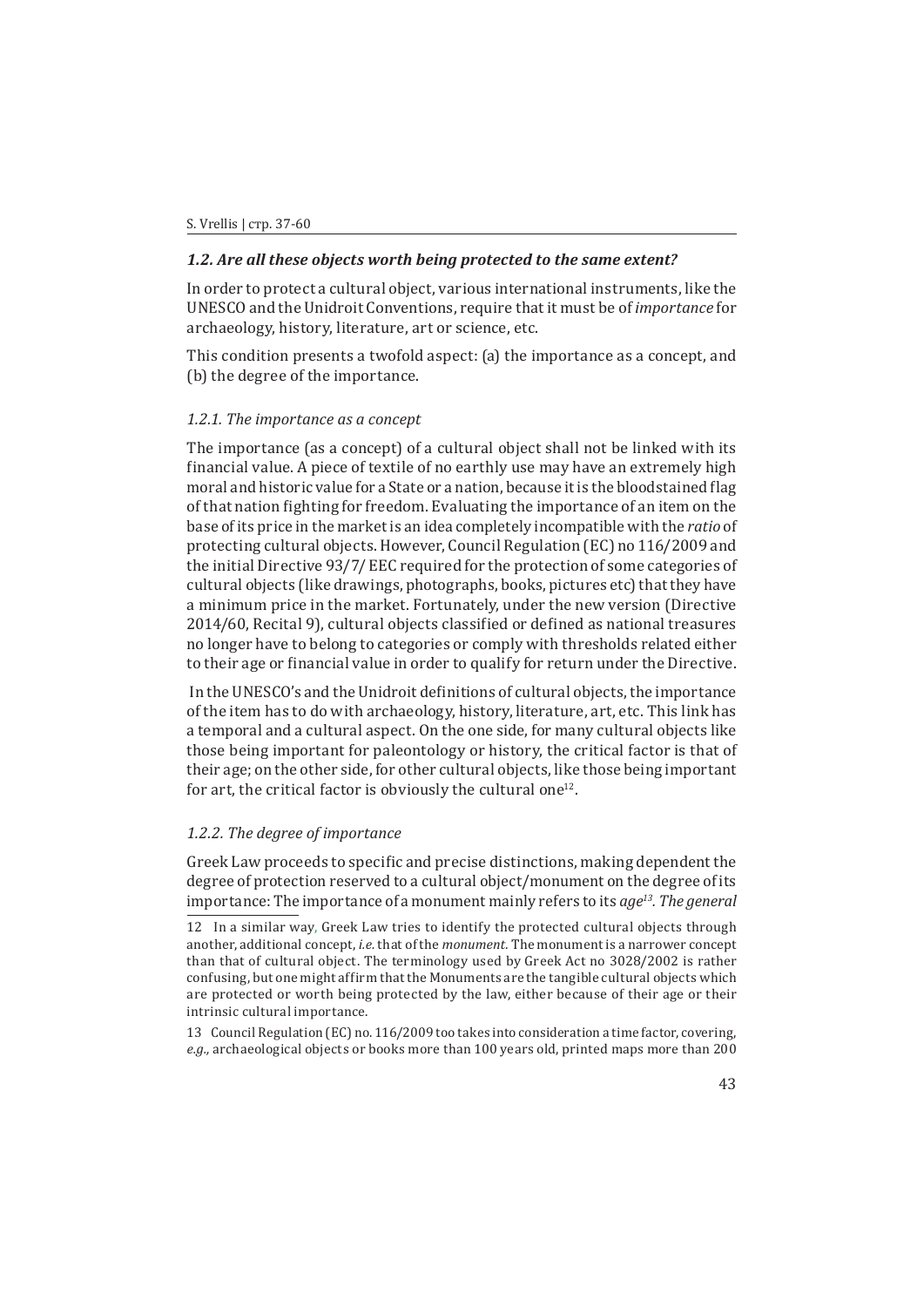### *1.2. Are all these objects worth being protected to the same extent?*

In order to protect a cultural object, various international instruments, like the UNESCO and the Unidroit Conventions, require that it must be of *importance* for archaeology, history, literature, art or science, etc.

This condition presents a twofold aspect: (a) the importance as a concept, and (b) the degree of the importance.

#### *1.2.1. The importance as a concept*

The importance (as a concept) of a cultural object shall not be linked with its financial value. A piece of textile of no earthly use may have an extremely high moral and historic value for a State or a nation, because it is the bloodstained flag of that nation fighting for freedom. Evaluating the importance of an item on the base of its price in the market is an idea completely incompatible with the *ratio* of protecting cultural objects. However, Council Regulation (EC) no 116/2009 and the initial Directive 93/7/ EEC required for the protection of some categories of cultural objects (like drawings, photographs, books, pictures etc) that they have a minimum price in the market. Fortunately, under the new version (Directive 2014/60, Recital 9), cultural objects classified or defined as national treasures no longer have to belong to categories or comply with thresholds related either to their age or financial value in order to qualify for return under the Directive.

In the UNESCO's and the Unidroit definitions of cultural objects, the importance of the item has to do with archaeology, history, literature, art, etc. This link has a temporal and a cultural aspect. On the one side, for many cultural objects like those being important for paleontology or history, the critical factor is that of their age; on the other side, for other cultural objects, like those being important for art, the critical factor is obviously the cultural one[12].

#### *1.2.2. The degree of importance*

Greek Law proceeds to specific and precise distinctions, making dependent the degree of protection reserved to a cultural object/monument on the degree of its importance: The importance of a monument mainly refers to its *age*[13]*. The general*

---

12 In a similar way, Greek Law tries to identify the protected cultural objects through another, additional concept, *i.e.* that of the *monument*. The monument is a narrower concept than that of cultural object. The terminology used by Greek Act no 3028/2002 is rather confusing, but one might affirm that the Monuments are the tangible cultural objects which are protected or worth being protected by the law, either because of their age or their intrinsic cultural importance.

13 Council Regulation (EC) no. 116/2009 too takes into consideration a time factor, covering, *e.g.,* archaeological objects or books more than 100 years old, printed maps more than 200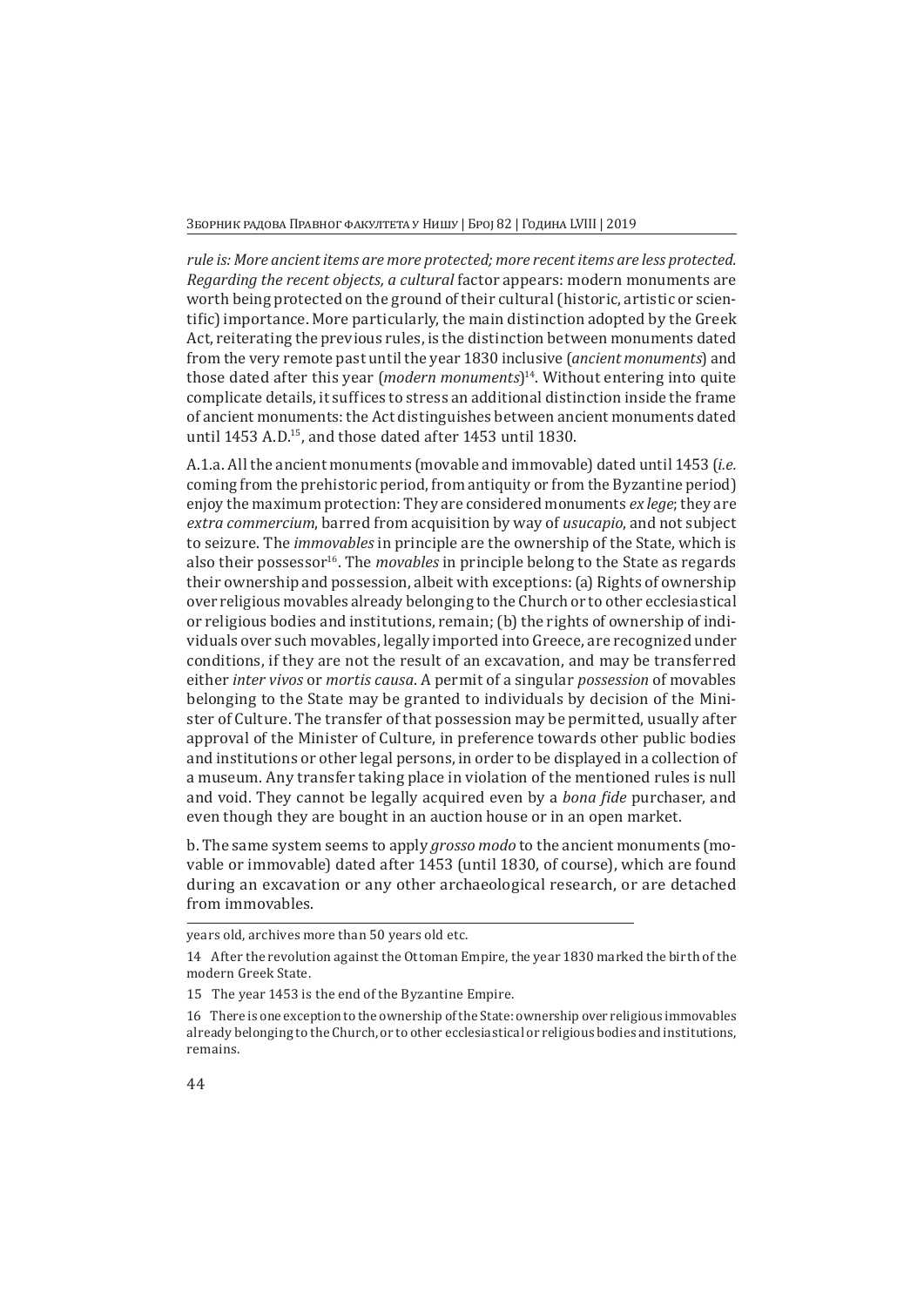*rule is: More ancient items are more protected; more recent items are less protected. Regarding the recent objects, a cultural* factor appears: modern monuments are worth being protected on the ground of their cultural (historic, artistic or scientific) importance. More particularly, the main distinction adopted by the Greek Act, reiterating the previous rules, is the distinction between monuments dated from the very remote past until the year 1830 inclusive (*ancient monuments*) and those dated after this year (*modern monuments*)[14]. Without entering into quite complicate details, it suffices to stress an additional distinction inside the frame of ancient monuments: the Act distinguishes between ancient monuments dated until 1453 A.D.[15], and those dated after 1453 until 1830.

A.1.a. All the ancient monuments (movable and immovable) dated until 1453 (*i.e.* coming from the prehistoric period, from antiquity or from the Byzantine period) enjoy the maximum protection: They are considered monuments *ex lege*; they are *extra commercium*, barred from acquisition by way of *usucapio*, and not subject to seizure. The *immovables* in principle are the ownership of the State, which is also their possessor[16]. The *movables* in principle belong to the State as regards their ownership and possession, albeit with exceptions: (a) Rights of ownership over religious movables already belonging to the Church or to other ecclesiastical or religious bodies and institutions, remain; (b) the rights of ownership of individuals over such movables, legally imported into Greece, are recognized under conditions, if they are not the result of an excavation, and may be transferred either *inter vivos* or *mortis causa*. A permit of a singular *possession* of movables belonging to the State may be granted to individuals by decision of the Minister of Culture. The transfer of that possession may be permitted, usually after approval of the Minister of Culture, in preference towards other public bodies and institutions or other legal persons, in order to be displayed in a collection of a museum. Any transfer taking place in violation of the mentioned rules is null and void. They cannot be legally acquired even by a *bona fide* purchaser, and even though they are bought in an auction house or in an open market.

b. The same system seems to apply *grosso modo* to the ancient monuments (movable or immovable) dated after 1453 (until 1830, of course), which are found during an excavation or any other archaeological research, or are detached from immovables.

---

years old, archives more than 50 years old etc.

14 After the revolution against the Ottoman Empire, the year 1830 marked the birth of the modern Greek State.

15 The year 1453 is the end of the Byzantine Empire.

16 There is one exception to the ownership of the State: ownership over religious immovables already belonging to the Church, or to other ecclesiastical or religious bodies and institutions, remains.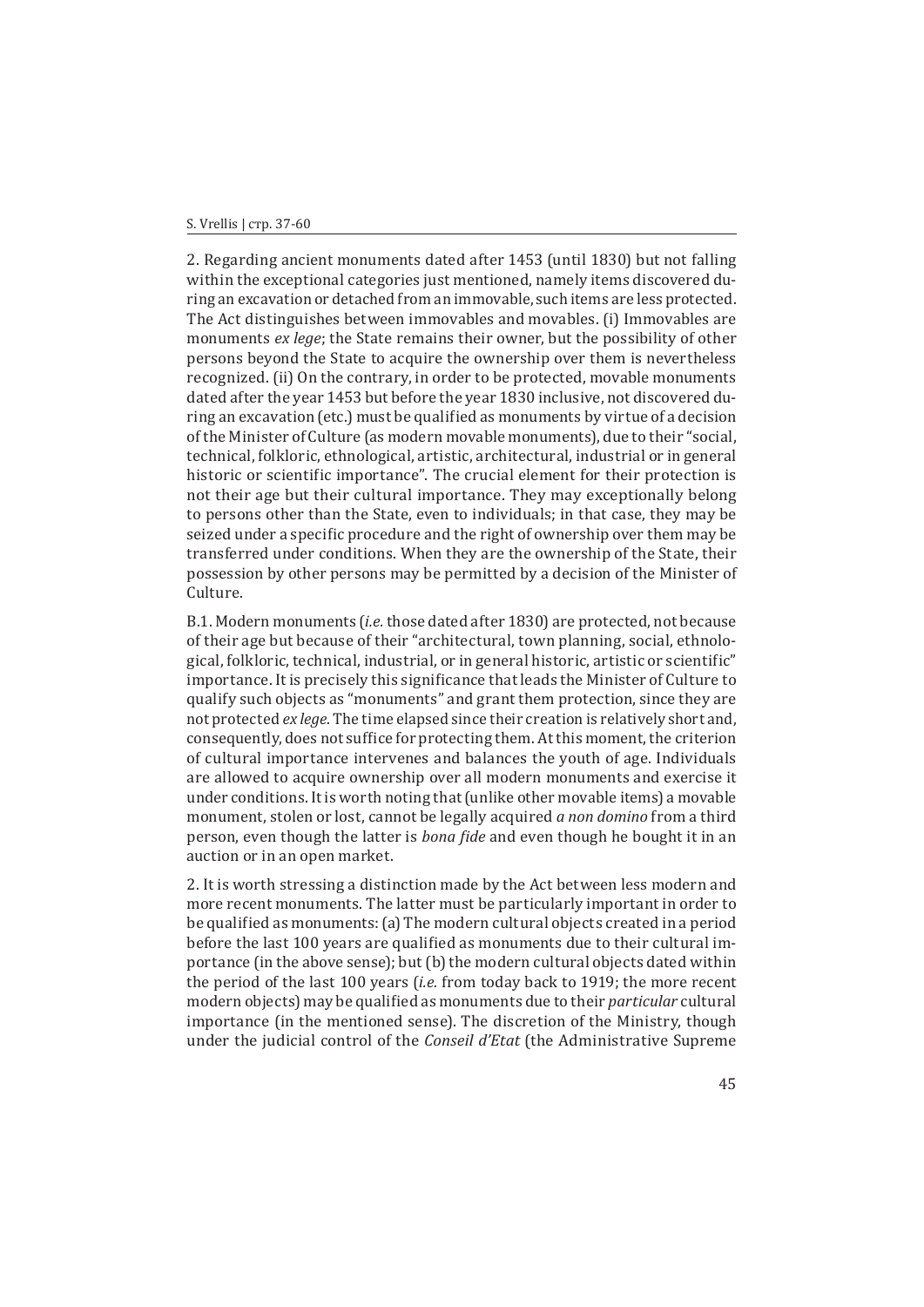2. Regarding ancient monuments dated after 1453 (until 1830) but not falling within the exceptional categories just mentioned, namely items discovered during an excavation or detached from an immovable, such items are less protected. The Act distinguishes between immovables and movables. (i) Immovables are monuments *ex lege*; the State remains their owner, but the possibility of other persons beyond the State to acquire the ownership over them is nevertheless recognized. (ii) On the contrary, in order to be protected, movable monuments dated after the year 1453 but before the year 1830 inclusive, not discovered during an excavation (etc.) must be qualified as monuments by virtue of a decision of the Minister of Culture (as modern movable monuments), due to their "social, technical, folkloric, ethnological, artistic, architectural, industrial or in general historic or scientific importance". The crucial element for their protection is not their age but their cultural importance. They may exceptionally belong to persons other than the State, even to individuals; in that case, they may be seized under a specific procedure and the right of ownership over them may be transferred under conditions. When they are the ownership of the State, their possession by other persons may be permitted by a decision of the Minister of Culture.

B.1. Modern monuments (*i.e.* those dated after 1830) are protected, not because of their age but because of their "architectural, town planning, social, ethnological, folkloric, technical, industrial, or in general historic, artistic or scientific" importance. It is precisely this significance that leads the Minister of Culture to qualify such objects as "monuments" and grant them protection, since they are not protected *ex lege*. The time elapsed since their creation is relatively short and, consequently, does not suffice for protecting them. At this moment, the criterion of cultural importance intervenes and balances the youth of age. Individuals are allowed to acquire ownership over all modern monuments and exercise it under conditions. It is worth noting that (unlike other movable items) a movable monument, stolen or lost, cannot be legally acquired *a non domino* from a third person, even though the latter is *bona fide* and even though he bought it in an auction or in an open market.

2. It is worth stressing a distinction made by the Act between less modern and more recent monuments. The latter must be particularly important in order to be qualified as monuments: (a) The modern cultural objects created in a period before the last 100 years are qualified as monuments due to their cultural importance (in the above sense); but (b) the modern cultural objects dated within the period of the last 100 years (*i.e.* from today back to 1919; the more recent modern objects) may be qualified as monuments due to their *particular* cultural importance (in the mentioned sense). The discretion of the Ministry, though under the judicial control of the *Conseil d'Etat* (the Administrative Supreme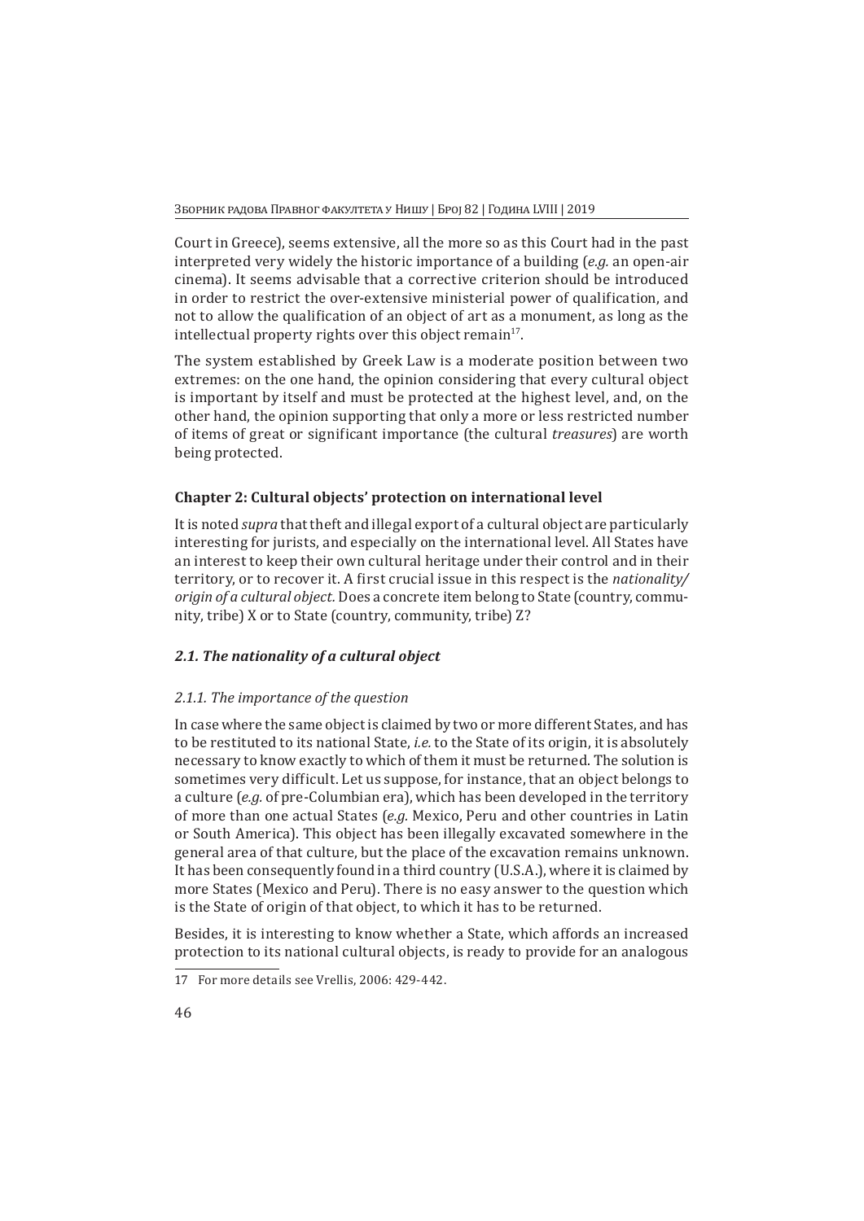Court in Greece), seems extensive, all the more so as this Court had in the past interpreted very widely the historic importance of a building (*e.g.* an open-air cinema). It seems advisable that a corrective criterion should be introduced in order to restrict the over-extensive ministerial power of qualification, and not to allow the qualification of an object of art as a monument, as long as the intellectual property rights over this object remain[17].

The system established by Greek Law is a moderate position between two extremes: on the one hand, the opinion considering that every cultural object is important by itself and must be protected at the highest level, and, on the other hand, the opinion supporting that only a more or less restricted number of items of great or significant importance (the cultural *treasures*) are worth being protected.

## Chapter 2: Cultural objects' protection on international level

It is noted *supra* that theft and illegal export of a cultural object are particularly interesting for jurists, and especially on the international level. All States have an interest to keep their own cultural heritage under their control and in their territory, or to recover it. A first crucial issue in this respect is the *nationality/origin of a cultural object.* Does a concrete item belong to State (country, community, tribe) X or to State (country, community, tribe) Z?

### *2.1. The nationality of a cultural object*

#### *2.1.1. The importance of the question*

In case where the same object is claimed by two or more different States, and has to be restituted to its national State, *i.e.* to the State of its origin, it is absolutely necessary to know exactly to which of them it must be returned. The solution is sometimes very difficult. Let us suppose, for instance, that an object belongs to a culture (*e.g.* of pre-Columbian era), which has been developed in the territory of more than one actual States (*e.g.* Mexico, Peru and other countries in Latin or South America). This object has been illegally excavated somewhere in the general area of that culture, but the place of the excavation remains unknown. It has been consequently found in a third country (U.S.A.), where it is claimed by more States (Mexico and Peru). There is no easy answer to the question which is the State of origin of that object, to which it has to be returned.

Besides, it is interesting to know whether a State, which affords an increased protection to its national cultural objects, is ready to provide for an analogous

17 For more details see Vrellis, 2006: 429-442.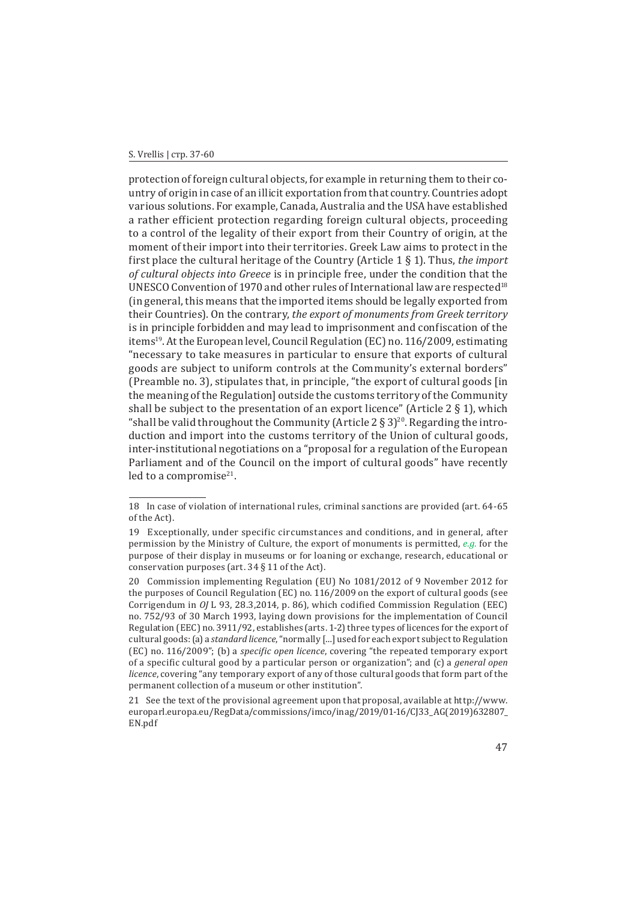protection of foreign cultural objects, for example in returning them to their country of origin in case of an illicit exportation from that country. Countries adopt various solutions. For example, Canada, Australia and the USA have established a rather efficient protection regarding foreign cultural objects, proceeding to a control of the legality of their export from their Country of origin, at the moment of their import into their territories. Greek Law aims to protect in the first place the cultural heritage of the Country (Article 1 § 1). Thus, *the import of cultural objects into Greece* is in principle free, under the condition that the UNESCO Convention of 1970 and other rules of International law are respected[18] (in general, this means that the imported items should be legally exported from their Countries). On the contrary, *the export of monuments from Greek territory* is in principle forbidden and may lead to imprisonment and confiscation of the items[19]. At the European level, Council Regulation (EC) no. 116/2009, estimating "necessary to take measures in particular to ensure that exports of cultural goods are subject to uniform controls at the Community's external borders" (Preamble no. 3), stipulates that, in principle, "the export of cultural goods [in the meaning of the Regulation] outside the customs territory of the Community shall be subject to the presentation of an export licence" (Article 2 § 1), which "shall be valid throughout the Community (Article 2 § 3)[20]. Regarding the introduction and import into the customs territory of the Union of cultural goods, inter-institutional negotiations on a "proposal for a regulation of the European Parliament and of the Council on the import of cultural goods" have recently led to a compromise[21].

---

18 In case of violation of international rules, criminal sanctions are provided (art. 64-65 of the Act).

19 Exceptionally, under specific circumstances and conditions, and in general, after permission by the Ministry of Culture, the export of monuments is permitted, *e.g.* for the purpose of their display in museums or for loaning or exchange, research, educational or conservation purposes (art. 34 § 11 of the Act).

20 Commission implementing Regulation (EU) No 1081/2012 of 9 November 2012 for the purposes of Council Regulation (EC) no. 116/2009 on the export of cultural goods (see Corrigendum in *OJ* L 93, 28.3,2014, p. 86), which codified Commission Regulation (EEC) no. 752/93 of 30 March 1993, laying down provisions for the implementation of Council Regulation (EEC) no. 3911/92, establishes (arts. 1-2) three types of licences for the export of cultural goods: (a) a *standard licence*, "normally [...] used for each export subject to Regulation (EC) no. 116/2009"; (b) a *specific open licence*, covering "the repeated temporary export of a specific cultural good by a particular person or organization"; and (c) a *general open licence*, covering "any temporary export of any of those cultural goods that form part of the permanent collection of a museum or other institution".

21 See the text of the provisional agreement upon that proposal, available at http://www.europarl.europa.eu/RegData/commissions/imco/inag/2019/01-16/CJ33_AG(2019)632807_EN.pdf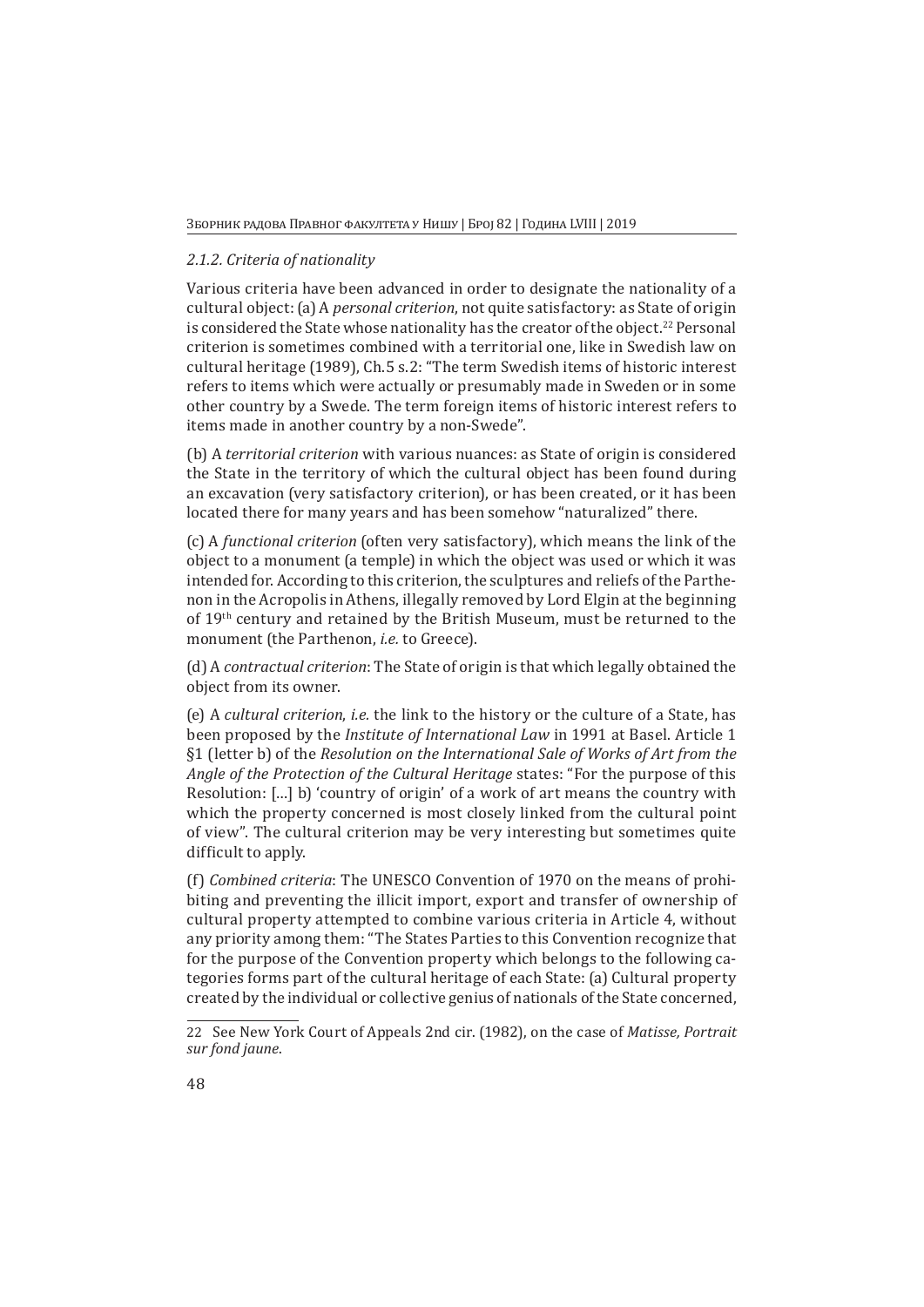*2.1.2. Criteria of nationality*

Various criteria have been advanced in order to designate the nationality of a cultural object: (a) A *personal criterion*, not quite satisfactory: as State of origin is considered the State whose nationality has the creator of the object.[22] Personal criterion is sometimes combined with a territorial one, like in Swedish law on cultural heritage (1989), Ch.5 s.2: "The term Swedish items of historic interest refers to items which were actually or presumably made in Sweden or in some other country by a Swede. The term foreign items of historic interest refers to items made in another country by a non-Swede".

(b) A *territorial criterion* with various nuances: as State of origin is considered the State in the territory of which the cultural object has been found during an excavation (very satisfactory criterion), or has been created, or it has been located there for many years and has been somehow "naturalized" there.

(c) A *functional criterion* (often very satisfactory), which means the link of the object to a monument (a temple) in which the object was used or which it was intended for. According to this criterion, the sculptures and reliefs of the Parthenon in the Acropolis in Athens, illegally removed by Lord Elgin at the beginning of 19th century and retained by the British Museum, must be returned to the monument (the Parthenon, *i.e.* to Greece).

(d) A *contractual criterion*: The State of origin is that which legally obtained the object from its owner.

(e) A *cultural criterion*, *i.e.* the link to the history or the culture of a State, has been proposed by the *Institute of International Law* in 1991 at Basel. Article 1 §1 (letter b) of the *Resolution on the International Sale of Works of Art from the Angle of the Protection of the Cultural Heritage* states: "For the purpose of this Resolution: [...] b) 'country of origin' of a work of art means the country with which the property concerned is most closely linked from the cultural point of view". The cultural criterion may be very interesting but sometimes quite difficult to apply.

(f) *Combined criteria*: The UNESCO Convention of 1970 on the means of prohibiting and preventing the illicit import, export and transfer of ownership of cultural property attempted to combine various criteria in Article 4, without any priority among them: "The States Parties to this Convention recognize that for the purpose of the Convention property which belongs to the following categories forms part of the cultural heritage of each State: (a) Cultural property created by the individual or collective genius of nationals of the State concerned,

---

22 See New York Court of Appeals 2nd cir. (1982), on the case of *Matisse, Portrait sur fond jaune*.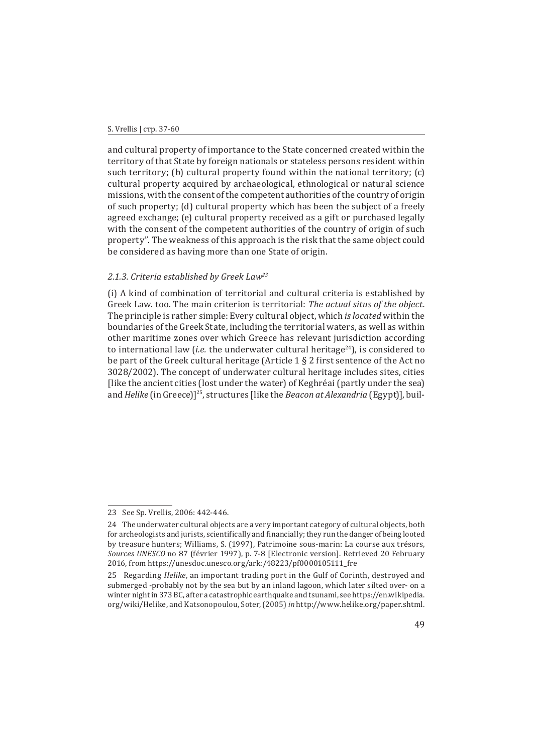and cultural property of importance to the State concerned created within the territory of that State by foreign nationals or stateless persons resident within such territory; (b) cultural property found within the national territory; (c) cultural property acquired by archaeological, ethnological or natural science missions, with the consent of the competent authorities of the country of origin of such property; (d) cultural property which has been the subject of a freely agreed exchange; (e) cultural property received as a gift or purchased legally with the consent of the competent authorities of the country of origin of such property". The weakness of this approach is the risk that the same object could be considered as having more than one State of origin.

#### *2.1.3. Criteria established by Greek Law*[23]

(i) A kind of combination of territorial and cultural criteria is established by Greek Law. too. The main criterion is territorial: *The actual situs of the object.* The principle is rather simple: Every cultural object, which *is located* within the boundaries of the Greek State, including the territorial waters, as well as within other maritime zones over which Greece has relevant jurisdiction according to international law (*i.e.* the underwater cultural heritage[24]), is considered to be part of the Greek cultural heritage (Article 1 § 2 first sentence of the Act no 3028/2002). The concept of underwater cultural heritage includes sites, cities [like the ancient cities (lost under the water) of Keghréai (partly under the sea) and *Helike* (in Greece)][25], structures [like the *Beacon at Alexandria* (Egypt)], buil-

---

23 See Sp. Vrellis, 2006: 442-446.

24 The underwater cultural objects are a very important category of cultural objects, both for archeologists and jurists, scientifically and financially; they run the danger of being looted by treasure hunters; Williams, S. (1997), Patrimoine sous-marin: La course aux trésors, *Sources UNESCO* no 87 (février 1997), p. 7-8 [Electronic version]. Retrieved 20 February 2016, from https://unesdoc.unesco.org/ark:/48223/pf0000105111_fre

25 Regarding *Helike*, an important trading port in the Gulf of Corinth, destroyed and submerged -probably not by the sea but by an inland lagoon, which later silted over- on a winter night in 373 BC, after a catastrophic earthquake and tsunami, see https://en.wikipedia.org/wiki/Helike, and Katsonopoulou, Soter, (2005) *in* http://www.helike.org/paper.shtml.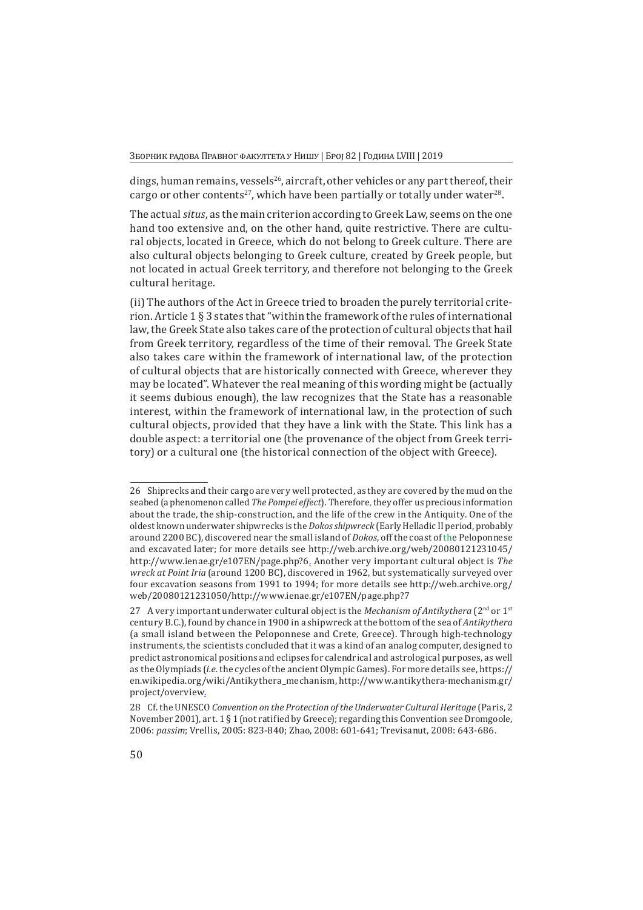dings, human remains, vessels[26], aircraft, other vehicles or any part thereof, their cargo or other contents[27], which have been partially or totally under water[28].

The actual *situs*, as the main criterion according to Greek Law, seems on the one hand too extensive and, on the other hand, quite restrictive. There are cultural objects, located in Greece, which do not belong to Greek culture. There are also cultural objects belonging to Greek culture, created by Greek people, but not located in actual Greek territory, and therefore not belonging to the Greek cultural heritage.

(ii) The authors of the Act in Greece tried to broaden the purely territorial criterion. Article 1 § 3 states that "within the framework of the rules of international law, the Greek State also takes care of the protection of cultural objects that hail from Greek territory, regardless of the time of their removal. The Greek State also takes care within the framework of international law, of the protection of cultural objects that are historically connected with Greece, wherever they may be located". Whatever the real meaning of this wording might be (actually it seems dubious enough), the law recognizes that the State has a reasonable interest, within the framework of international law, in the protection of such cultural objects, provided that they have a link with the State. This link has a double aspect: a territorial one (the provenance of the object from Greek territory) or a cultural one (the historical connection of the object with Greece).

---

26 Shipwrecks and their cargo are very well protected, as they are covered by the mud on the seabed (a phenomenon called *The Pompei effect*). Therefore, they offer us precious information about the trade, the ship-construction, and the life of the crew in the Antiquity. One of the oldest known underwater shipwrecks is the *Dokos shipwreck* (Early Helladic II period, probably around 2200 BC), discovered near the small island of *Dokos*, off the coast of the Peloponnese and excavated later; for more details see http://web.archive.org/web/20080121231045/http://www.ienae.gr/e107EN/page.php?6. Another very important cultural object is *The wreck at Point Iria* (around 1200 BC), discovered in 1962, but systematically surveyed over four excavation seasons from 1991 to 1994; for more details see http://web.archive.org/web/20080121231050/http://www.ienae.gr/e107EN/page.php?7

27 A very important underwater cultural object is the *Mechanism of Antikythera* (2nd or 1st century B.C.), found by chance in 1900 in a shipwreck at the bottom of the sea of *Antikythera* (a small island between the Peloponnese and Crete, Greece). Through high-technology instruments, the scientists concluded that it was a kind of an analog computer, designed to predict astronomical positions and eclipses for calendrical and astrological purposes, as well as the Olympiads (*i.e.* the cycles of the ancient Olympic Games). For more details see, https://en.wikipedia.org/wiki/Antikythera_mechanism, http://www.antikythera-mechanism.gr/project/overview.

28 Cf. the UNESCO *Convention on the Protection of the Underwater Cultural Heritage* (Paris, 2 November 2001), art. 1 § 1 (not ratified by Greece); regarding this Convention see Dromgoole, 2006: *passim*; Vrellis, 2005: 823-840; Zhao, 2008: 601-641; Trevisanut, 2008: 643-686.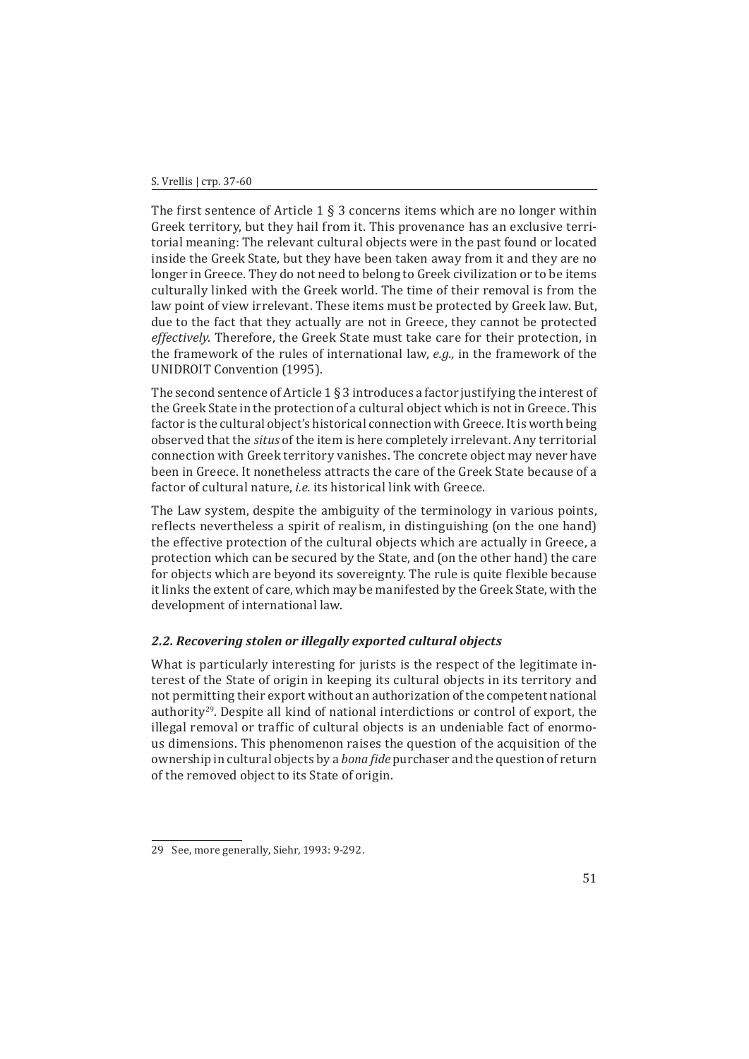The first sentence of Article 1 § 3 concerns items which are no longer within Greek territory, but they hail from it. This provenance has an exclusive territorial meaning: The relevant cultural objects were in the past found or located inside the Greek State, but they have been taken away from it and they are no longer in Greece. They do not need to belong to Greek civilization or to be items culturally linked with the Greek world. The time of their removal is from the law point of view irrelevant. These items must be protected by Greek law. But, due to the fact that they actually are not in Greece, they cannot be protected *effectively*. Therefore, the Greek State must take care for their protection, in the framework of the rules of international law, *e.g.,* in the framework of the UNIDROIT Convention (1995).

The second sentence of Article 1 § 3 introduces a factor justifying the interest of the Greek State in the protection of a cultural object which is not in Greece. This factor is the cultural object's historical connection with Greece. It is worth being observed that the *situs* of the item is here completely irrelevant. Any territorial connection with Greek territory vanishes. The concrete object may never have been in Greece. It nonetheless attracts the care of the Greek State because of a factor of cultural nature, *i.e.* its historical link with Greece.

The Law system, despite the ambiguity of the terminology in various points, reflects nevertheless a spirit of realism, in distinguishing (on the one hand) the effective protection of the cultural objects which are actually in Greece, a protection which can be secured by the State, and (on the other hand) the care for objects which are beyond its sovereignty. The rule is quite flexible because it links the extent of care, which may be manifested by the Greek State, with the development of international law.

### *2.2. Recovering stolen or illegally exported cultural objects*

What is particularly interesting for jurists is the respect of the legitimate interest of the State of origin in keeping its cultural objects in its territory and not permitting their export without an authorization of the competent national authority[29]. Despite all kind of national interdictions or control of export, the illegal removal or traffic of cultural objects is an undeniable fact of enormous dimensions. This phenomenon raises the question of the acquisition of the ownership in cultural objects by a *bona fide* purchaser and the question of return of the removed object to its State of origin.

---

29 See, more generally, Siehr, 1993: 9-292.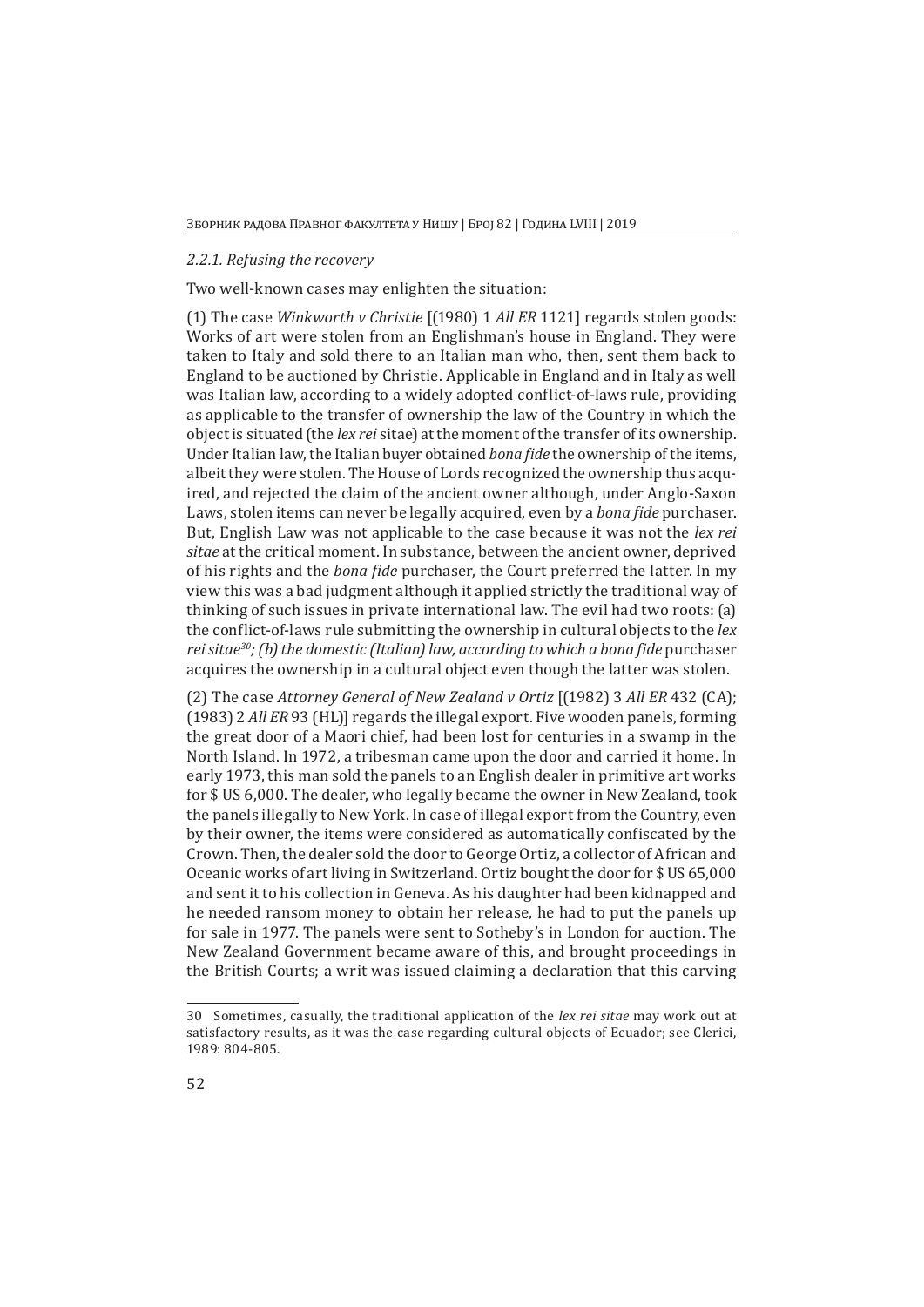### *2.2.1. Refusing the recovery*

Two well-known cases may enlighten the situation:

(1) The case *Winkworth v Christie* [(1980) 1 *All ER* 1121] regards stolen goods: Works of art were stolen from an Englishman's house in England. They were taken to Italy and sold there to an Italian man who, then, sent them back to England to be auctioned by Christie. Applicable in England and in Italy as well was Italian law, according to a widely adopted conflict-of-laws rule, providing as applicable to the transfer of ownership the law of the Country in which the object is situated (the *lex rei* sitae) at the moment of the transfer of its ownership. Under Italian law, the Italian buyer obtained *bona fide* the ownership of the items, albeit they were stolen. The House of Lords recognized the ownership thus acquired, and rejected the claim of the ancient owner although, under Anglo-Saxon Laws, stolen items can never be legally acquired, even by a *bona fide* purchaser. But, English Law was not applicable to the case because it was not the *lex rei sitae* at the critical moment. In substance, between the ancient owner, deprived of his rights and the *bona fide* purchaser, the Court preferred the latter. In my view this was a bad judgment although it applied strictly the traditional way of thinking of such issues in private international law. The evil had two roots: (a) the conflict-of-laws rule submitting the ownership in cultural objects to the *lex rei sitae*[30]*; (b) the domestic (Italian) law, according to which a bona fide* purchaser acquires the ownership in a cultural object even though the latter was stolen.

(2) The case *Attorney General of New Zealand v Ortiz* [(1982) 3 *All ER* 432 (CA); (1983) 2 *All ER* 93 (HL)] regards the illegal export. Five wooden panels, forming the great door of a Maori chief, had been lost for centuries in a swamp in the North Island. In 1972, a tribesman came upon the door and carried it home. In early 1973, this man sold the panels to an English dealer in primitive art works for $ US 6,000. The dealer, who legally became the owner in New Zealand, took the panels illegally to New York. In case of illegal export from the Country, even by their owner, the items were considered as automatically confiscated by the Crown. Then, the dealer sold the door to George Ortiz, a collector of African and Oceanic works of art living in Switzerland. Ortiz bought the door for $ US 65,000 and sent it to his collection in Geneva. As his daughter had been kidnapped and he needed ransom money to obtain her release, he had to put the panels up for sale in 1977. The panels were sent to Sotheby's in London for auction. The New Zealand Government became aware of this, and brought proceedings in the British Courts; a writ was issued claiming a declaration that this carving

---

30 Sometimes, casually, the traditional application of the *lex rei sitae* may work out at satisfactory results, as it was the case regarding cultural objects of Ecuador; see Clerici, 1989: 804-805.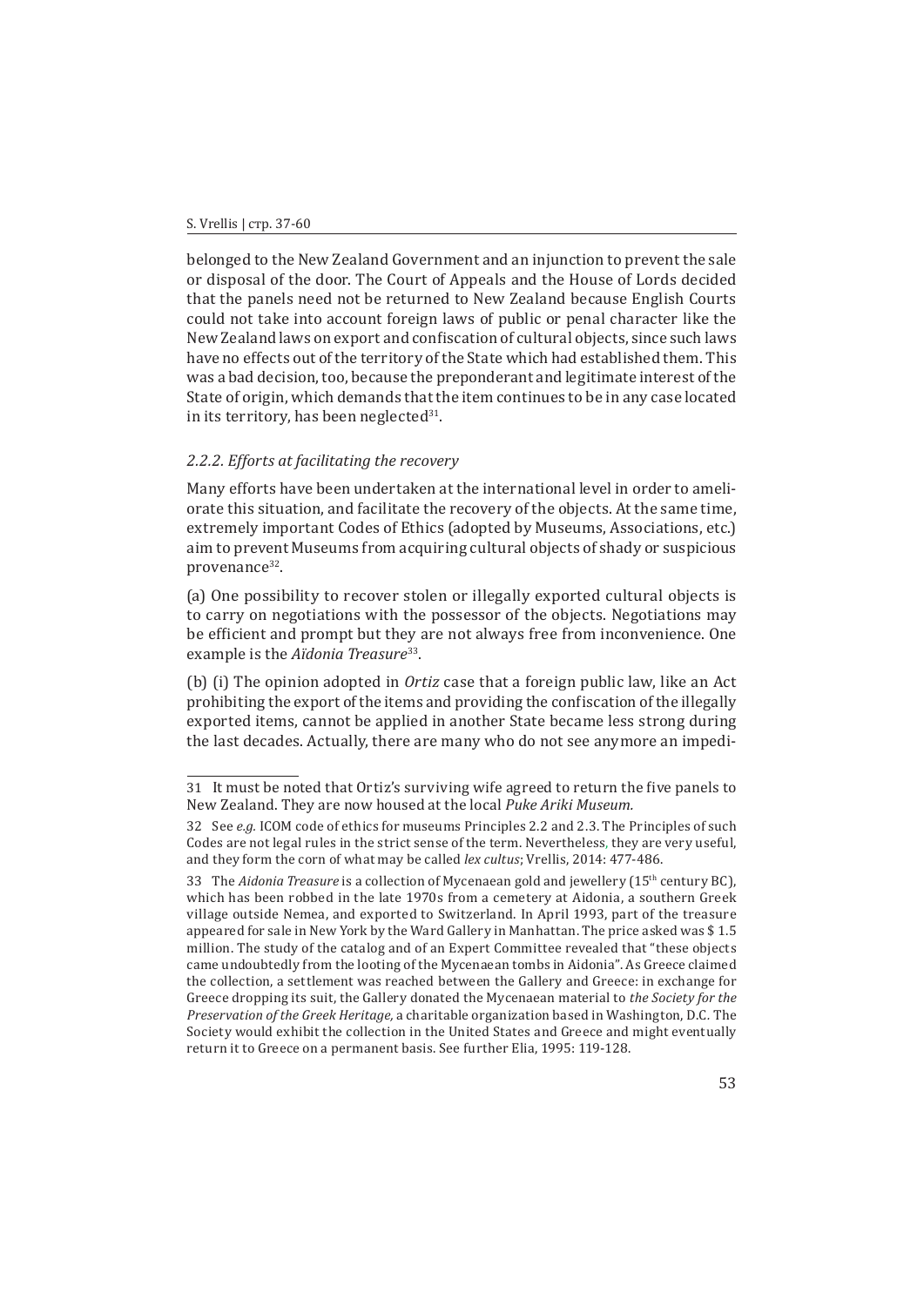belonged to the New Zealand Government and an injunction to prevent the sale or disposal of the door. The Court of Appeals and the House of Lords decided that the panels need not be returned to New Zealand because English Courts could not take into account foreign laws of public or penal character like the New Zealand laws on export and confiscation of cultural objects, since such laws have no effects out of the territory of the State which had established them. This was a bad decision, too, because the preponderant and legitimate interest of the State of origin, which demands that the item continues to be in any case located in its territory, has been neglected[31].

### *2.2.2. Efforts at facilitating the recovery*

Many efforts have been undertaken at the international level in order to ameliorate this situation, and facilitate the recovery of the objects. At the same time, extremely important Codes of Ethics (adopted by Museums, Associations, etc.) aim to prevent Museums from acquiring cultural objects of shady or suspicious provenance[32].

(a) One possibility to recover stolen or illegally exported cultural objects is to carry on negotiations with the possessor of the objects. Negotiations may be efficient and prompt but they are not always free from inconvenience. One example is the *Aïdonia Treasure*[33].

(b) (i) The opinion adopted in *Ortiz* case that a foreign public law, like an Act prohibiting the export of the items and providing the confiscation of the illegally exported items, cannot be applied in another State became less strong during the last decades. Actually, there are many who do not see anymore an impedi-

---

31 It must be noted that Ortiz's surviving wife agreed to return the five panels to New Zealand. They are now housed at the local *Puke Ariki Museum.*

32 See *e.g.* ICOM code of ethics for museums Principles 2.2 and 2.3. The Principles of such Codes are not legal rules in the strict sense of the term. Nevertheless, they are very useful, and they form the corn of what may be called *lex cultus*; Vrellis, 2014: 477-486.

33 The *Aidonia Treasure* is a collection of Mycenaean gold and jewellery (15th century BC), which has been robbed in the late 1970s from a cemetery at Aidonia, a southern Greek village outside Nemea, and exported to Switzerland. In April 1993, part of the treasure appeared for sale in New York by the Ward Gallery in Manhattan. The price asked was $ 1.5 million. The study of the catalog and of an Expert Committee revealed that "these objects came undoubtedly from the looting of the Mycenaean tombs in Aidonia". As Greece claimed the collection, a settlement was reached between the Gallery and Greece: in exchange for Greece dropping its suit, the Gallery donated the Mycenaean material to *the Society for the Preservation of the Greek Heritage,* a charitable organization based in Washington, D.C. The Society would exhibit the collection in the United States and Greece and might eventually return it to Greece on a permanent basis. See further Elia, 1995: 119-128.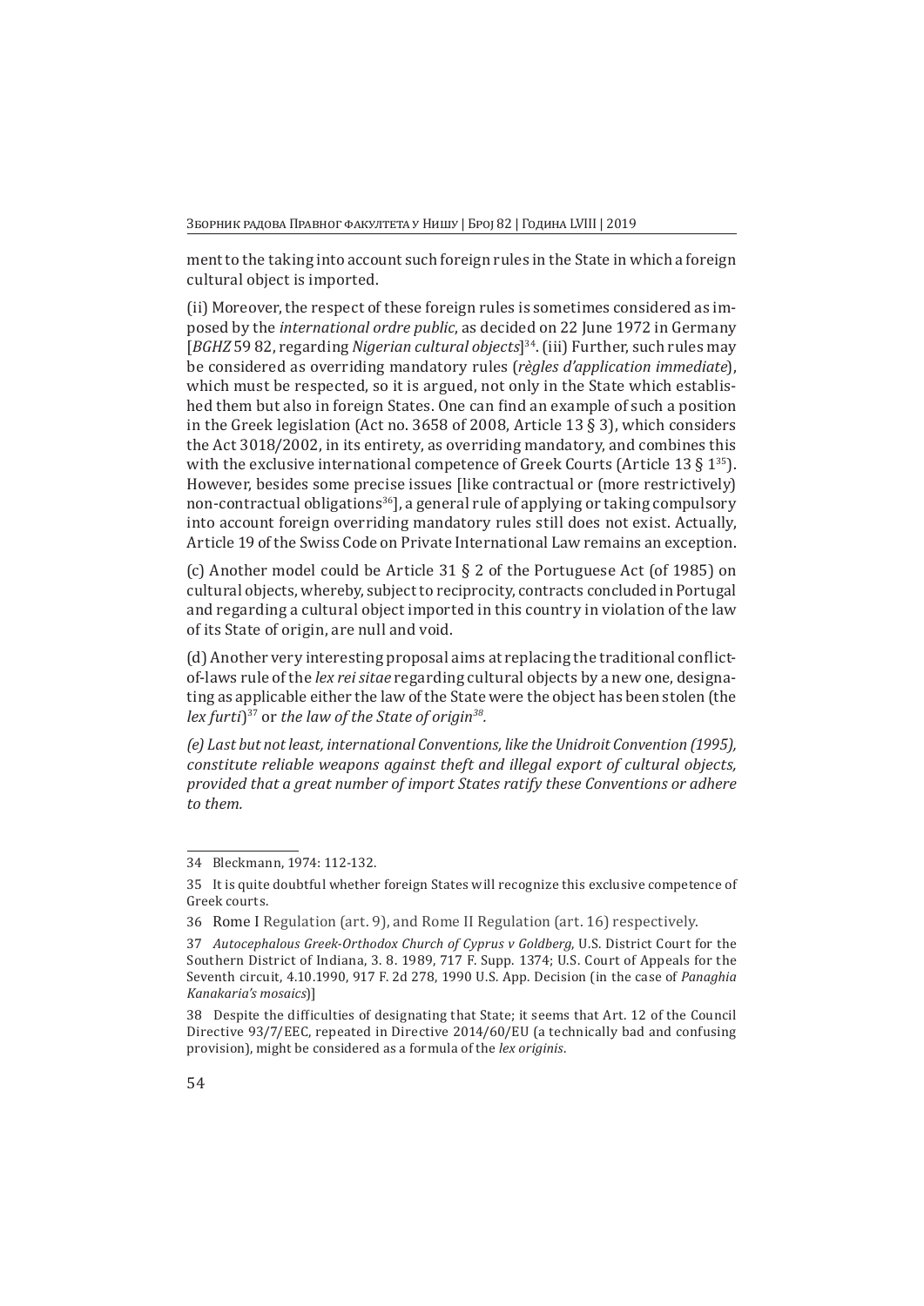ment to the taking into account such foreign rules in the State in which a foreign cultural object is imported.

(ii) Moreover, the respect of these foreign rules is sometimes considered as imposed by the *international ordre public*, as decided on 22 June 1972 in Germany [*BGHZ* 59 82, regarding *Nigerian cultural objects*][34]. (iii) Further, such rules may be considered as overriding mandatory rules (*règles d'application immediate*), which must be respected, so it is argued, not only in the State which established them but also in foreign States. One can find an example of such a position in the Greek legislation (Act no. 3658 of 2008, Article 13 § 3), which considers the Act 3018/2002, in its entirety, as overriding mandatory, and combines this with the exclusive international competence of Greek Courts (Article 13 § 1[35]). However, besides some precise issues [like contractual or (more restrictively) non-contractual obligations[36]], a general rule of applying or taking compulsory into account foreign overriding mandatory rules still does not exist. Actually, Article 19 of the Swiss Code on Private International Law remains an exception.

(c) Another model could be Article 31 § 2 of the Portuguese Act (of 1985) on cultural objects, whereby, subject to reciprocity, contracts concluded in Portugal and regarding a cultural object imported in this country in violation of the law of its State of origin, are null and void.

(d) Another very interesting proposal aims at replacing the traditional conflict-of-laws rule of the *lex rei sitae* regarding cultural objects by a new one, designating as applicable either the law of the State were the object has been stolen (the *lex furti*)[37] or *the law of the State of origin*[38].

*(e) Last but not least, international Conventions, like the Unidroit Convention (1995), constitute reliable weapons against theft and illegal export of cultural objects, provided that a great number of import States ratify these Conventions or adhere to them.*

---

34 Bleckmann, 1974: 112-132.

35 It is quite doubtful whether foreign States will recognize this exclusive competence of Greek courts.

36 Rome I Regulation (art. 9), and Rome II Regulation (art. 16) respectively.

37 *Autocephalous Greek-Orthodox Church of Cyprus v Goldberg*, U.S. District Court for the Southern District of Indiana, 3. 8. 1989, 717 F. Supp. 1374; U.S. Court of Appeals for the Seventh circuit, 4.10.1990, 917 F. 2d 278, 1990 U.S. App. Decision (in the case of *Panaghia Kanakaria's mosaics*)]

38 Despite the difficulties of designating that State; it seems that Art. 12 of the Council Directive 93/7/EEC, repeated in Directive 2014/60/EU (a technically bad and confusing provision), might be considered as a formula of the *lex originis*.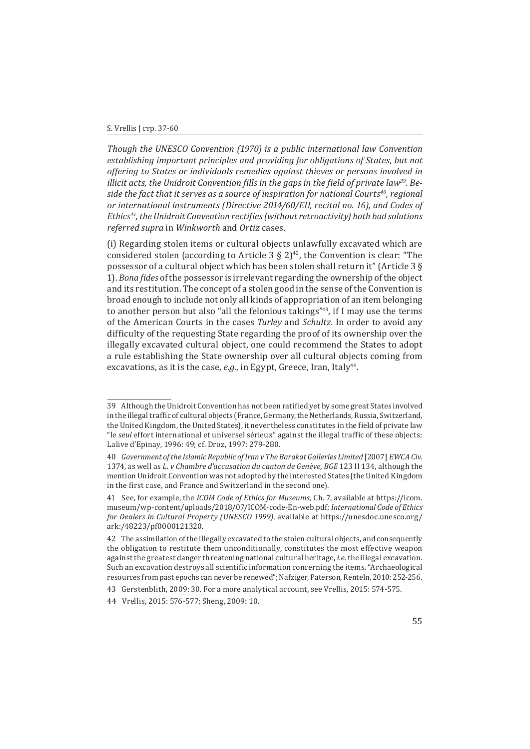*Though the UNESCO Convention (1970) is a public international law Convention establishing important principles and providing for obligations of States, but not offering to States or individuals remedies against thieves or persons involved in illicit acts, the Unidroit Convention fills in the gaps in the field of private law[39]. Beside the fact that it serves as a source of inspiration for national Courts[40], regional or international instruments (Directive 2014/60/EU, recital no. 16), and Codes of Ethics[41], the Unidroit Convention rectifies (without retroactivity) both bad solutions referred supra* in *Winkworth* and *Ortiz* cases.

(i) Regarding stolen items or cultural objects unlawfully excavated which are considered stolen (according to Article 3 § 2)[42], the Convention is clear: "The possessor of a cultural object which has been stolen shall return it" (Article 3 § 1). *Bona fides* of the possessor is irrelevant regarding the ownership of the object and its restitution. The concept of a stolen good in the sense of the Convention is broad enough to include not only all kinds of appropriation of an item belonging to another person but also "all the felonious takings"[43], if I may use the terms of the American Courts in the cases *Turley* and *Schultz.* In order to avoid any difficulty of the requesting State regarding the proof of its ownership over the illegally excavated cultural object, one could recommend the States to adopt a rule establishing the State ownership over all cultural objects coming from excavations, as it is the case, *e.g.*, in Egypt, Greece, Iran, Italy[44].

---

39 Although the Unidroit Convention has not been ratified yet by some great States involved in the illegal traffic of cultural objects (France, Germany, the Netherlands, Russia, Switzerland, the United Kingdom, the United States), it nevertheless constitutes in the field of private law "le *seul* effort international et universel sérieux" against the illegal traffic of these objects: Lalive d'Epinay, 1996: 49; cf. Droz, 1997: 279-280.

40 *Government of the Islamic Republic of Iran v The Barakat Galleries Limited* [2007] *EWCA Civ.* 1374, as well as *L. v Chambre d'accusation du canton de Genève, BGE* 123 II 134, although the mention Unidroit Convention was not adopted by the interested States (the United Kingdom in the first case, and France and Switzerland in the second one).

41 See, for example, the *ICOM Code of Ethics for Museums,* Ch. 7, available at https://icom.museum/wp-content/uploads/2018/07/ICOM-code-En-web.pdf; *International Code of Ethics for Dealers in Cultural Property (UNESCO 1999)*, available at https://unesdoc.unesco.org/ark:/48223/pf0000121320.

42 The assimilation of the illegally excavated to the stolen cultural objects, and consequently the obligation to restitute them unconditionally, constitutes the most effective weapon against the greatest danger threatening national cultural heritage, *i.e.* the illegal excavation. Such an excavation destroys all scientific information concerning the items. "Archaeological resources from past epochs can never be renewed"; Nafziger, Paterson, Renteln, 2010: 252-256.

43 Gerstenblith, 2009: 30. For a more analytical account, see Vrellis, 2015: 574-575.

44 Vrellis, 2015: 576-577; Sheng, 2009: 10.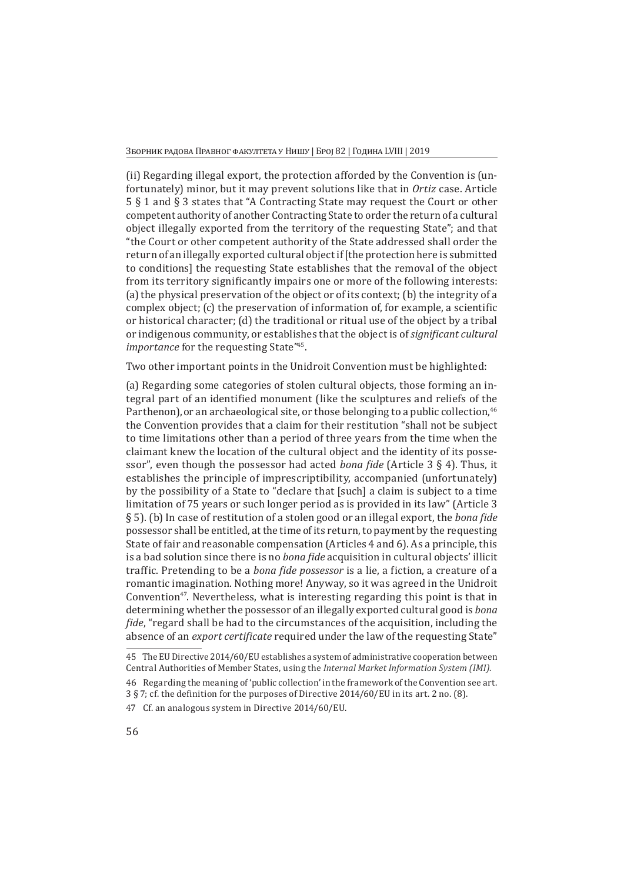(ii) Regarding illegal export, the protection afforded by the Convention is (unfortunately) minor, but it may prevent solutions like that in *Ortiz* case. Article 5 § 1 and § 3 states that "A Contracting State may request the Court or other competent authority of another Contracting State to order the return of a cultural object illegally exported from the territory of the requesting State"; and that "the Court or other competent authority of the State addressed shall order the return of an illegally exported cultural object if [the protection here is submitted to conditions] the requesting State establishes that the removal of the object from its territory significantly impairs one or more of the following interests: (a) the physical preservation of the object or of its context; (b) the integrity of a complex object; (c) the preservation of information of, for example, a scientific or historical character; (d) the traditional or ritual use of the object by a tribal or indigenous community, or establishes that the object is of *significant cultural importance* for the requesting State"[45].

Two other important points in the Unidroit Convention must be highlighted:

(a) Regarding some categories of stolen cultural objects, those forming an integral part of an identified monument (like the sculptures and reliefs of the Parthenon), or an archaeological site, or those belonging to a public collection,[46] the Convention provides that a claim for their restitution "shall not be subject to time limitations other than a period of three years from the time when the claimant knew the location of the cultural object and the identity of its possessor", even though the possessor had acted *bona fide* (Article 3 § 4). Thus, it establishes the principle of imprescriptibility, accompanied (unfortunately) by the possibility of a State to "declare that [such] a claim is subject to a time limitation of 75 years or such longer period as is provided in its law" (Article 3 § 5). (b) In case of restitution of a stolen good or an illegal export, the *bona fide* possessor shall be entitled, at the time of its return, to payment by the requesting State of fair and reasonable compensation (Articles 4 and 6). As a principle, this is a bad solution since there is no *bona fide* acquisition in cultural objects' illicit traffic. Pretending to be a *bona fide possessor* is a lie, a fiction, a creature of a romantic imagination. Nothing more! Anyway, so it was agreed in the Unidroit Convention[47]. Nevertheless, what is interesting regarding this point is that in determining whether the possessor of an illegally exported cultural good is *bona fide*, "regard shall be had to the circumstances of the acquisition, including the absence of an *export certificate* required under the law of the requesting State"

---

45 The EU Directive 2014/60/EU establishes a system of administrative cooperation between Central Authorities of Member States, using the *Internal Market Information System (IMI)*.

46 Regarding the meaning of 'public collection' in the framework of the Convention see art. 3 § 7; cf. the definition for the purposes of Directive 2014/60/EU in its art. 2 no. (8).

47 Cf. an analogous system in Directive 2014/60/EU.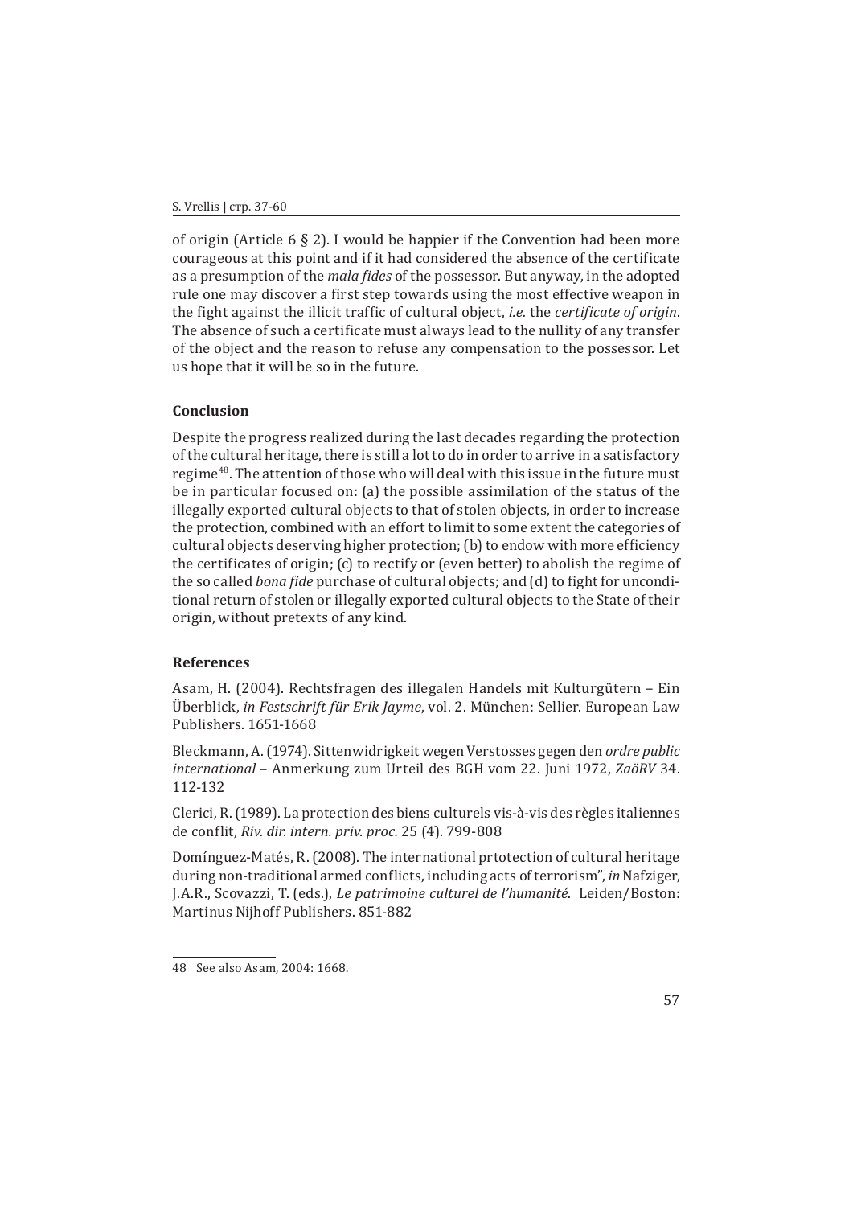of origin (Article 6 § 2). I would be happier if the Convention had been more courageous at this point and if it had considered the absence of the certificate as a presumption of the *mala fides* of the possessor. But anyway, in the adopted rule one may discover a first step towards using the most effective weapon in the fight against the illicit traffic of cultural object, *i.e.* the *certificate of origin*. The absence of such a certificate must always lead to the nullity of any transfer of the object and the reason to refuse any compensation to the possessor. Let us hope that it will be so in the future.

### Conclusion

Despite the progress realized during the last decades regarding the protection of the cultural heritage, there is still a lot to do in order to arrive in a satisfactory regime[48]. The attention of those who will deal with this issue in the future must be in particular focused on: (a) the possible assimilation of the status of the illegally exported cultural objects to that of stolen objects, in order to increase the protection, combined with an effort to limit to some extent the categories of cultural objects deserving higher protection; (b) to endow with more efficiency the certificates of origin; (c) to rectify or (even better) to abolish the regime of the so called *bona fide* purchase of cultural objects; and (d) to fight for unconditional return of stolen or illegally exported cultural objects to the State of their origin, without pretexts of any kind.

### References

Asam, H. (2004). Rechtsfragen des illegalen Handels mit Kulturgütern – Ein Überblick, *in Festschrift für Erik Jayme*, vol. 2. München: Sellier. European Law Publishers. 1651-1668

Bleckmann, A. (1974). Sittenwidrigkeit wegen Verstosses gegen den *ordre public international* – Anmerkung zum Urteil des BGH vom 22. Juni 1972, *ZaöRV* 34. 112-132

Clerici, R. (1989). La protection des biens culturels vis-à-vis des règles italiennes de conflit, *Riv. dir. intern. priv. proc.* 25 (4). 799-808

Domínguez-Matés, R. (2008). The international prtotection of cultural heritage during non-traditional armed conflicts, including acts of terrorism", *in* Nafziger, J.A.R., Scovazzi, T. (eds.), *Le patrimoine culturel de l'humanité*. Leiden/Boston: Martinus Nijhoff Publishers. 851-882

---

48 See also Asam, 2004: 1668.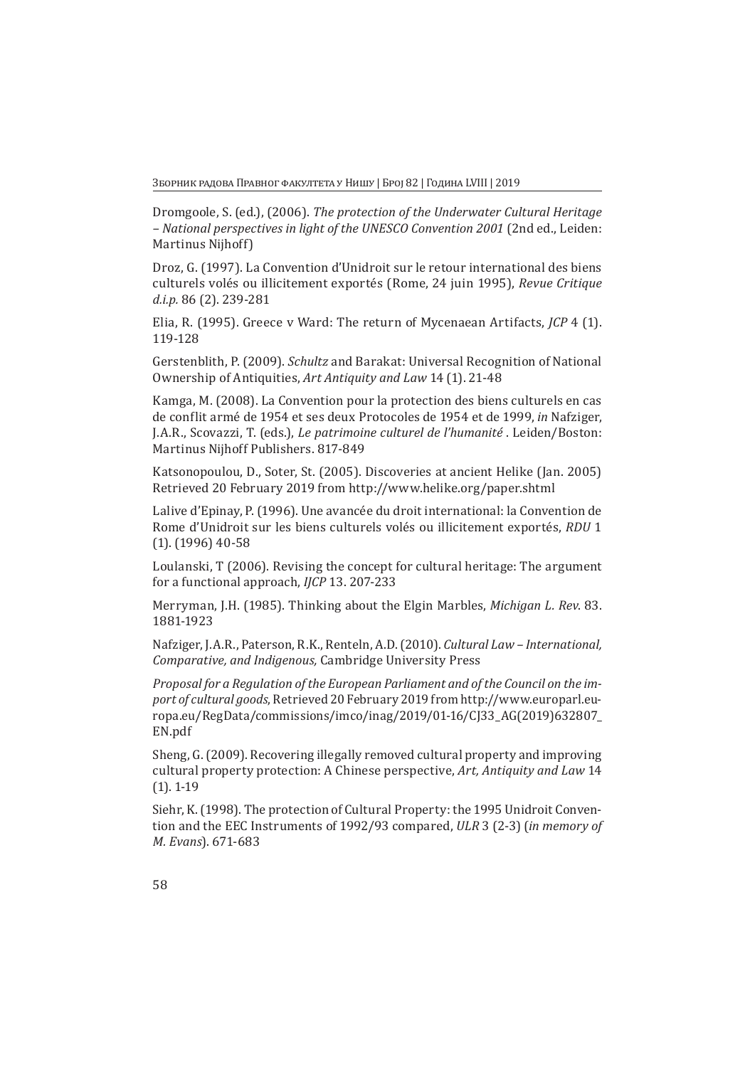Dromgoole, S. (ed.), (2006). *The protection of the Underwater Cultural Heritage – National perspectives in light of the UNESCO Convention 2001* (2nd ed., Leiden: Martinus Nijhoff)

Droz, G. (1997). La Convention d'Unidroit sur le retour international des biens culturels volés ou illicitement exportés (Rome, 24 juin 1995), *Revue Critique d.i.p.* 86 (2). 239-281

Elia, R. (1995). Greece v Ward: The return of Mycenaean Artifacts, *JCP* 4 (1). 119-128

Gerstenblith, P. (2009). *Schultz* and Barakat: Universal Recognition of National Ownership of Antiquities, *Art Antiquity and Law* 14 (1). 21-48

Kamga, M. (2008). La Convention pour la protection des biens culturels en cas de conflit armé de 1954 et ses deux Protocoles de 1954 et de 1999, *in* Nafziger, J.A.R., Scovazzi, T. (eds.), *Le patrimoine culturel de l'humanité* . Leiden/Boston: Martinus Nijhoff Publishers. 817-849

Katsonopoulou, D., Soter, St. (2005). Discoveries at ancient Helike (Jan. 2005) Retrieved 20 February 2019 from http://www.helike.org/paper.shtml

Lalive d'Epinay, P. (1996). Une avancée du droit international: la Convention de Rome d'Unidroit sur les biens culturels volés ou illicitement exportés, *RDU* 1 (1). (1996) 40-58

Loulanski, T (2006). Revising the concept for cultural heritage: The argument for a functional approach, *IJCP* 13. 207-233

Merryman, J.H. (1985). Thinking about the Elgin Marbles, *Michigan L. Rev*. 83. 1881-1923

Nafziger, J.A.R., Paterson, R.K., Renteln, A.D. (2010). *Cultural Law – International, Comparative, and Indigenous,* Cambridge University Press

*Proposal for a Regulation of the European Parliament and of the Council on the import of cultural goods*, Retrieved 20 February 2019 from http://www.europarl.europa.eu/RegData/commissions/imco/inag/2019/01-16/CJ33_AG(2019)632807_EN.pdf

Sheng, G. (2009). Recovering illegally removed cultural property and improving cultural property protection: A Chinese perspective, *Art, Antiquity and Law* 14 (1). 1-19

Siehr, K. (1998). The protection of Cultural Property: the 1995 Unidroit Convention and the EEC Instruments of 1992/93 compared, *ULR* 3 (2-3) (*in memory of M. Evans*). 671-683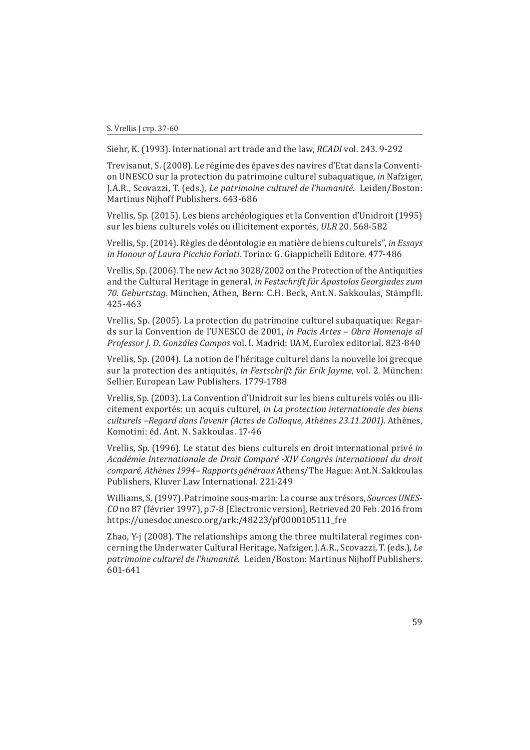Siehr, K. (1993). International art trade and the law, *RCADI* vol. 243. 9-292

Trevisanut, S. (2008). Le régime des épaves des navires d'Etat dans la Convention UNESCO sur la protection du patrimoine culturel subaquatique, *in* Nafziger, J.A.R., Scovazzi, T. (eds.), *Le patrimoine culturel de l'humanité*. Leiden/Boston: Martinus Nijhoff Publishers. 643-686

Vrellis, Sp. (2015). Les biens archéologiques et la Convention d'Unidroit (1995) sur les biens culturels volés ou illicitement exportés, *ULR* 20. 568-582

Vrellis, Sp. (2014). Règles de déontologie en matière de biens culturels", *in Essays in Honour of Laura Picchio Forlati*. Torino: G. Giappichelli Editore. 477-486

Vrellis, Sp. (2006). The new Act no 3028/2002 on the Protection of the Antiquities and the Cultural Heritage in general, *in Festschrift für Apostolos Georgiades zum 70. Geburtstag*. München, Athen, Bern: C.H. Beck, Ant.N. Sakkoulas, Stämpfli. 425-463

Vrellis, Sp. (2005). La protection du patrimoine culturel subaquatique: Regards sur la Convention de l'UNESCO de 2001, *in Pacis Artes – Obra Homenaje al Professor J. D. Gonzáles Campos* vol. I. Madrid: UAM, Eurolex editorial. 823-840

Vrellis, Sp. (2004). La notion de l'héritage culturel dans la nouvelle loi grecque sur la protection des antiquités, *in Festschrift für Erik Jayme*, vol. 2. München: Sellier. European Law Publishers. 1779-1788

Vrellis, Sp. (2003). La Convention d'Unidroit sur les biens culturels volés ou illicitement exportés: un acquis culturel, *in La protection internationale des biens culturels –Regard dans l'avenir (Actes de Colloque, Athènes 23.11.2001)*. Athènes, Komotini: éd. Ant. N. Sakkoulas. 17-46

Vrellis, Sp. (1996). Le statut des biens culturels en droit international privé *in Académie Internationale de Droit Comparé -XIV Congrès international du droit comparé, Athènes 1994– Rapports généraux* Athens/The Hague: Ant.N. Sakkoulas Publishers, Kluver Law International. 221-249

Williams, S. (1997). Patrimoine sous-marin: La course aux trésors, *Sources UNESCO* no 87 (février 1997), p.7-8 [Electronic version], Retrieved 20 Feb. 2016 from https://unesdoc.unesco.org/ark:/48223/pf0000105111_fre

Zhao, Y-j (2008). The relationships among the three multilateral regimes concerning the Underwater Cultural Heritage, Nafziger, J.A.R., Scovazzi, T. (eds.), *Le patrimoine culturel de l'humanité*. Leiden/Boston: Martinus Nijhoff Publishers. 601-641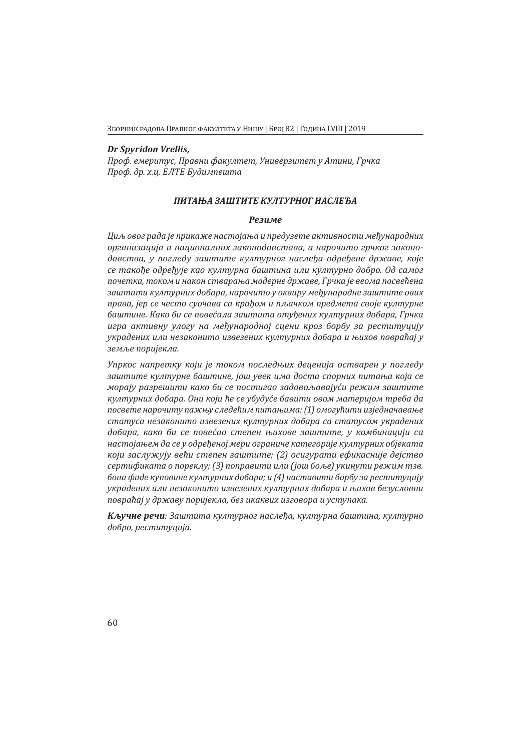***Dr Spyridon Vrellis,***
*Проф. емеритус, Правни факултет, Универзитет у Атини, Грчка*
*Проф. др. х.ц. ЕЛТЕ Будимпешта*

## *ПИТАЊА ЗАШТИТЕ КУЛТУРНОГ НАСЛЕЂА*

### *Резиме*

*Циљ овог рада је прикаже настојања и предузете активности међународних организација и националних законодавстава, а нарочито грчког законодавства, у погледу заштите културног наслеђа одређене државе, које се такође одређује као културна баштина или културно добро. Од самог почетка, током и након стварања модерне државе, Грчка је веома посвећена заштити културних добара, нарочито у оквиру међународне заштите ових права, јер се често суочава са крађом и пљачком предмета своје културне баштине. Како би се повећала заштита отуђених културних добара, Грчка игра активну улогу на међународној сцени кроз борбу за реституцију украдених или незаконито извезених културних добара и њихов повраћај у земље порекла.*

*Упркос напретку који је током последњих деценија остварен у погледу заштите културне баштине, још увек има доста спорних питања која се морају разрешити како би се постигао задовољавајући режим заштите културних добара. Они који ће се убудуће бавити овом материјом треба да посвете нарочиту пажњу следећим питањима: (1) омогућити изједначавање статуса незаконито извезених културних добара са статусом украдених добара, како би се повећао степен њихове заштите, у комбинацији са настојањем да се у одређеној мери ограниче категорије културних објеката који заслужују већи степен заштите; (2) осигурати ефикасније дејство сертификата о пореклу; (3) поправити или (још боље) укинути режим тзв. бона фиде куповине културних добара; и (4) наставити борбу за реституцију украдених или незаконито извезених културних добара и њихов безусловни повраћај у државу порекла, без икаквих изговора и уступака.*

***Кључне речи**: Заштита културног наслеђа, културна баштина, културно добро, реституција.*